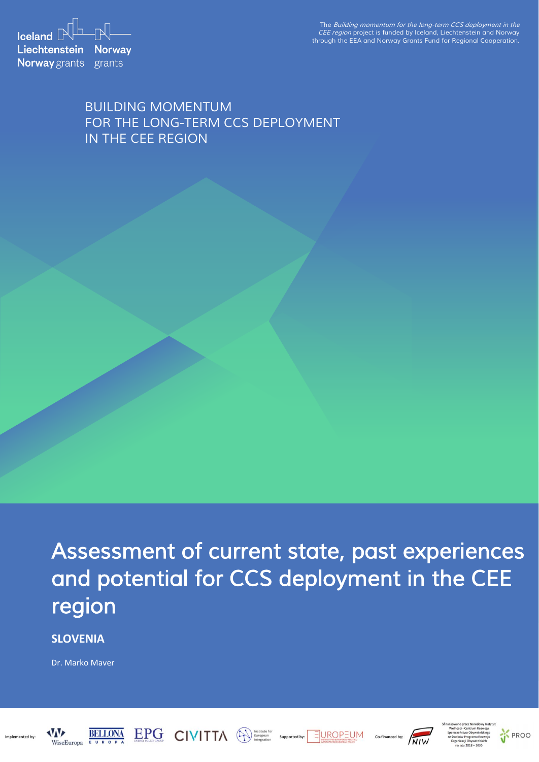Iceland Liechtenstein Norway grants

Norway grants

The *Building momentum for the long-term CCS deployment in the CEE region* project is funded by Iceland, Liechtenstein and Norway through the EEA and Norway Grants Fund for Regional Cooperation.

BUILDING MOMENTUM
FOR THE LONG-TERM CCS DEPLOYMENT
IN THE CEE REGION

# Assessment of current state, past experiences and potential for CCS deployment in the CEE region

**SLOVENIA**

Dr. Marko Maver

Implemented by: WiseEuropa, BELLONA EUROPA, EPG ENERGY POLICY GROUP, CIVITTA, Institute for European Integration

Supported by: EUROPEUM INSTITUTE FOR EUROPEAN POLICY

Co-financed by: NIW

Sfinansowano przez Narodowy Instytut Wolności - Centrum Rozwoju Społeczeństwa Obywatelskiego ze środków Programu Rozwoju Organizacji Obywatelskich na lata 2018 – 2030

PROO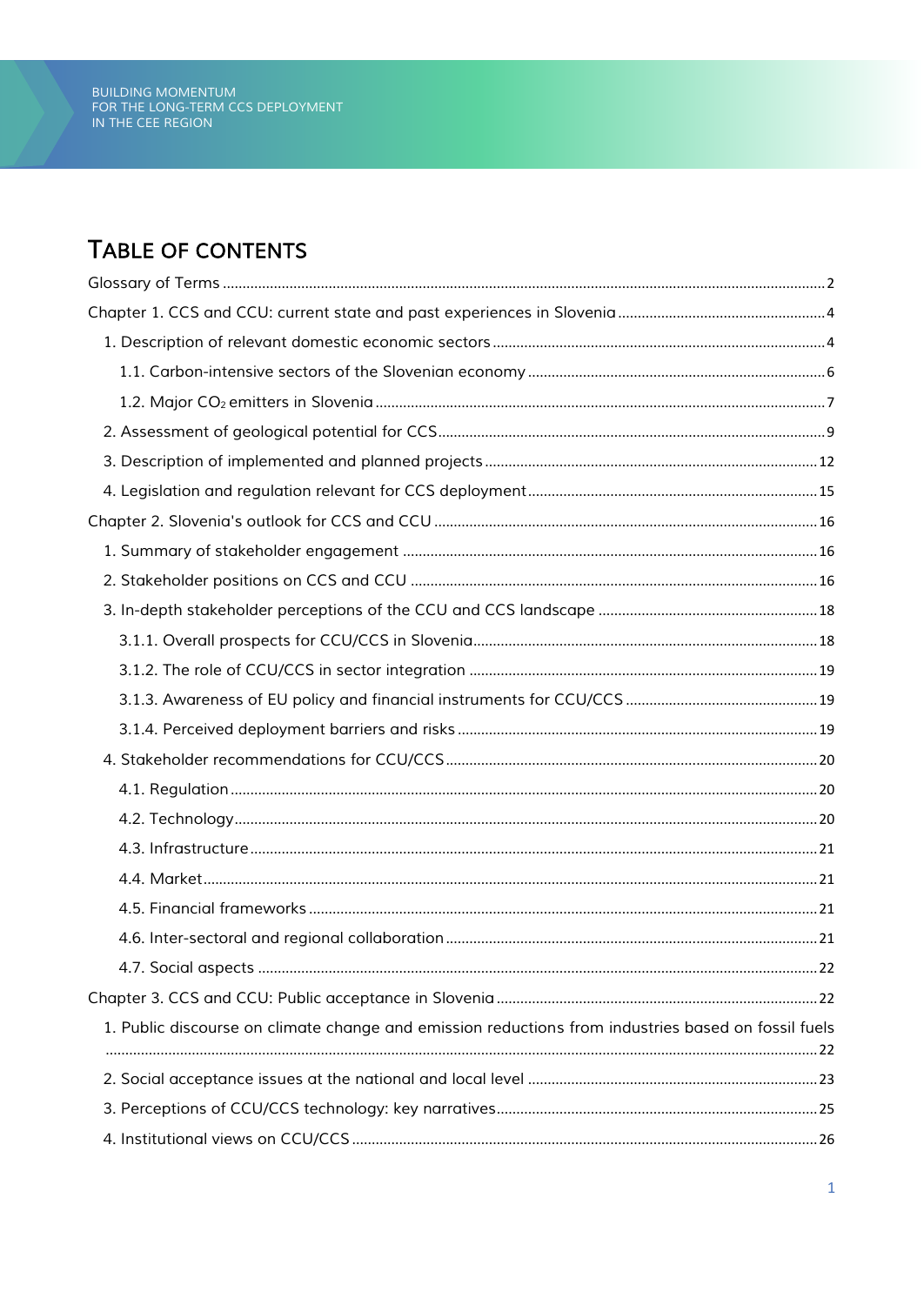# TABLE OF CONTENTS

Glossary of Terms ........................................................................................................................................ 2

Chapter 1. CCS and CCU: current state and past experiences in Slovenia .................................................... 4

1. Description of relevant domestic economic sectors ................................................................................. 4

1.1. Carbon-intensive sectors of the Slovenian economy ........................................................................... 6

1.2. Major $CO_2$ emitters in Slovenia ................................................................................................ 7

2. Assessment of geological potential for CCS ........................................................................................... 9

3. Description of implemented and planned projects ................................................................................ 12

4. Legislation and regulation relevant for CCS deployment ........................................................................ 15

Chapter 2. Slovenia's outlook for CCS and CCU .......................................................................................... 16

1. Summary of stakeholder engagement ................................................................................................... 16

2. Stakeholder positions on CCS and CCU ................................................................................................ 16

3. In-depth stakeholder perceptions of the CCU and CCS landscape ......................................................... 18

3.1.1. Overall prospects for CCU/CCS in Slovenia ....................................................................................... 18

3.1.2. The role of CCU/CCS in sector integration ........................................................................................ 19

3.1.3. Awareness of EU policy and financial instruments for CCU/CCS ...................................................... 19

3.1.4. Perceived deployment barriers and risks ............................................................................................ 19

4. Stakeholder recommendations for CCU/CCS ........................................................................................... 20

4.1. Regulation ............................................................................................................................................ 20

4.2. Technology ........................................................................................................................................... 20

4.3. Infrastructure ....................................................................................................................................... 21

4.4. Market ................................................................................................................................................... 21

4.5. Financial frameworks ........................................................................................................................... 21

4.6. Inter-sectoral and regional collaboration ............................................................................................ 21

4.7. Social aspects ....................................................................................................................................... 22

Chapter 3. CCS and CCU: Public acceptance in Slovenia ............................................................................. 22

1. Public discourse on climate change and emission reductions from industries based on fossil fuels ........................................................................................................................................................ 22

2. Social acceptance issues at the national and local level ......................................................................... 23

3. Perceptions of CCU/CCS technology: key narratives ................................................................................. 25

4. Institutional views on CCU/CCS ................................................................................................................ 26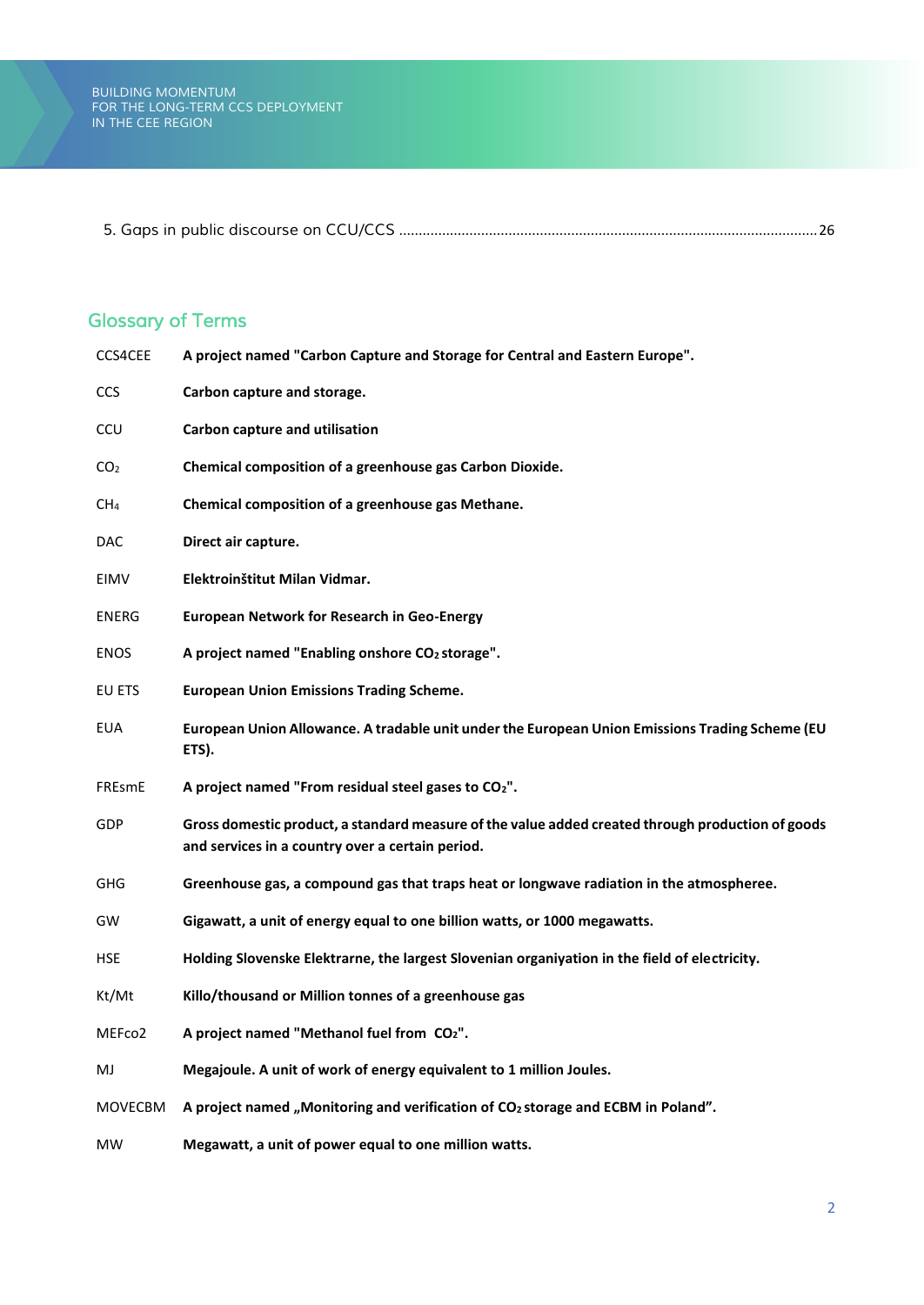5. Gaps in public discourse on CCU/CCS ........................................................................................................ 26

## Glossary of Terms

| | |
|---|---|
| CCS4CEE | **A project named "Carbon Capture and Storage for Central and Eastern Europe".** |
| CCS | **Carbon capture and storage.** |
| CCU | **Carbon capture and utilisation** |
| $CO_2$ | **Chemical composition of a greenhouse gas Carbon Dioxide.** |
| $CH_4$ | **Chemical composition of a greenhouse gas Methane.** |
| DAC | **Direct air capture.** |
| EIMV | **Elektroinštitut Milan Vidmar.** |
| ENERG | **European Network for Research in Geo-Energy** |
| ENOS | **A project named "Enabling onshore $CO_2$ storage".** |
| EU ETS | **European Union Emissions Trading Scheme.** |
| EUA | **European Union Allowance. A tradable unit under the European Union Emissions Trading Scheme (EU ETS).** |
| FREsmE | **A project named "From residual steel gases to $CO_2$".** |
| GDP | **Gross domestic product, a standard measure of the value added created through production of goods and services in a country over a certain period.** |
| GHG | **Greenhouse gas, a compound gas that traps heat or longwave radiation in the atmospheree.** |
| GW | **Gigawatt, a unit of energy equal to one billion watts, or 1000 megawatts.** |
| HSE | **Holding Slovenske Elektrarne, the largest Slovenian organiyation in the field of electricity.** |
| Kt/Mt | **Killo/thousand or Million tonnes of a greenhouse gas** |
| MEFco2 | **A project named "Methanol fuel from $CO_2$".** |
| MJ | **Megajoule. A unit of work of energy equivalent to 1 million Joules.** |
| MOVECBM | **A project named „Monitoring and verification of $CO_2$ storage and ECBM in Poland".** |
| MW | **Megawatt, a unit of power equal to one million watts.** |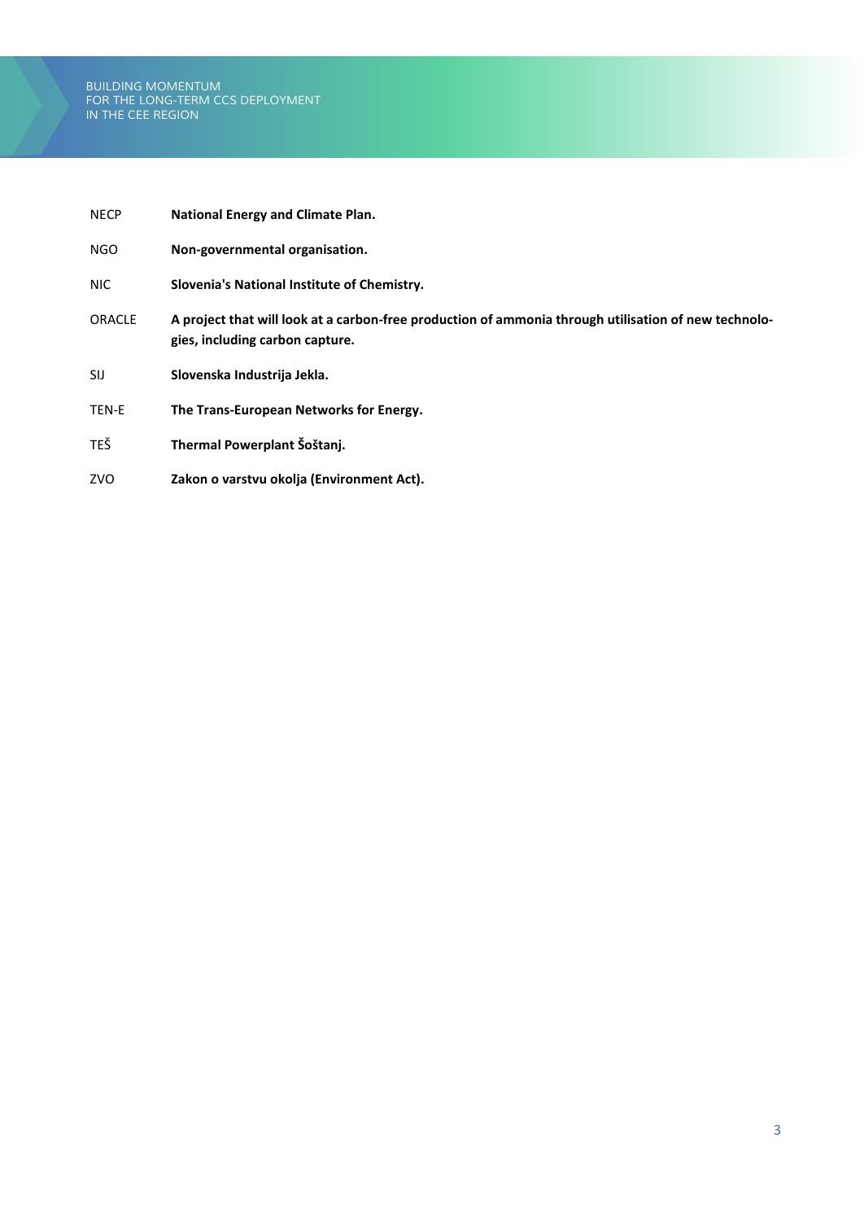| | |
|---|---|
| NECP | **National Energy and Climate Plan.** |
| NGO | **Non-governmental organisation.** |
| NIC | **Slovenia's National Institute of Chemistry.** |
| ORACLE | **A project that will look at a carbon-free production of ammonia through utilisation of new technologies, including carbon capture.** |
| SIJ | **Slovenska Industrija Jekla.** |
| TEN-E | **The Trans-European Networks for Energy.** |
| TEŠ | **Thermal Powerplant Šoštanj.** |
| ZVO | **Zakon o varstvu okolja (Environment Act).** |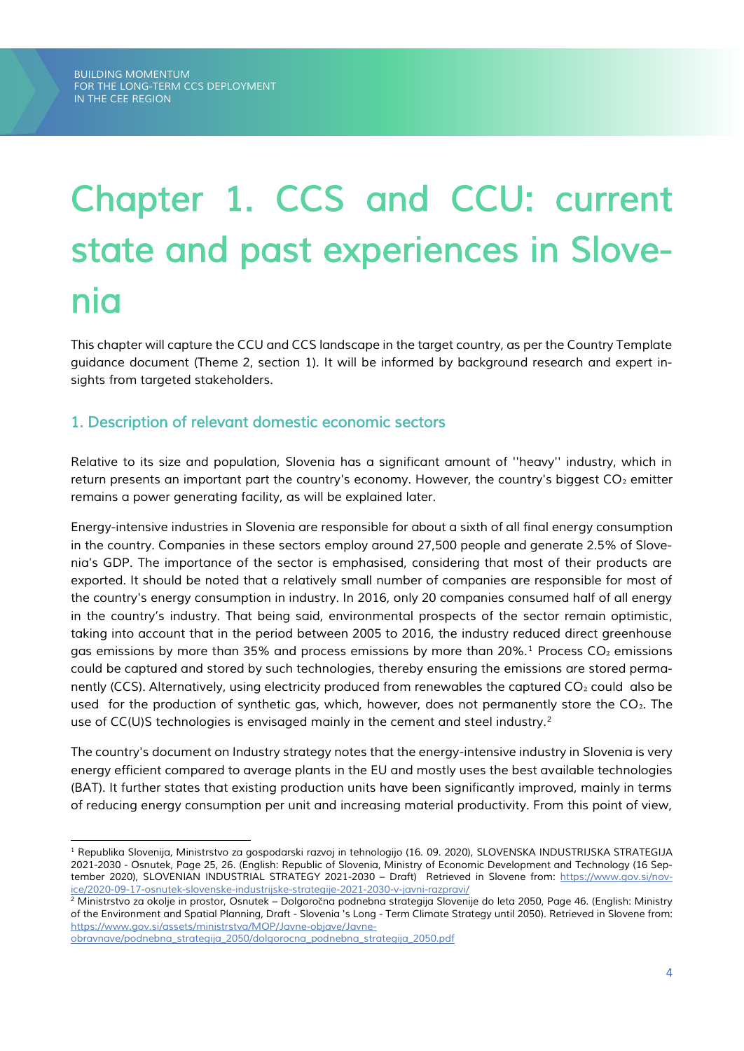# Chapter 1. CCS and CCU: current state and past experiences in Slovenia

This chapter will capture the CCU and CCS landscape in the target country, as per the Country Template guidance document (Theme 2, section 1). It will be informed by background research and expert insights from targeted stakeholders.

## 1. Description of relevant domestic economic sectors

Relative to its size and population, Slovenia has a significant amount of ''heavy'' industry, which in return presents an important part the country's economy. However, the country's biggest $CO_2$ emitter remains a power generating facility, as will be explained later.

Energy-intensive industries in Slovenia are responsible for about a sixth of all final energy consumption in the country. Companies in these sectors employ around 27,500 people and generate 2.5% of Slovenia's GDP. The importance of the sector is emphasised, considering that most of their products are exported. It should be noted that a relatively small number of companies are responsible for most of the country's energy consumption in industry. In 2016, only 20 companies consumed half of all energy in the country's industry. That being said, environmental prospects of the sector remain optimistic, taking into account that in the period between 2005 to 2016, the industry reduced direct greenhouse gas emissions by more than 35% and process emissions by more than 20%.[1] Process $CO_2$ emissions could be captured and stored by such technologies, thereby ensuring the emissions are stored permanently (CCS). Alternatively, using electricity produced from renewables the captured $CO_2$ could also be used for the production of synthetic gas, which, however, does not permanently store the $CO_2$. The use of CC(U)S technologies is envisaged mainly in the cement and steel industry.[2]

The country's document on Industry strategy notes that the energy-intensive industry in Slovenia is very energy efficient compared to average plants in the EU and mostly uses the best available technologies (BAT). It further states that existing production units have been significantly improved, mainly in terms of reducing energy consumption per unit and increasing material productivity. From this point of view,

---

[1] Republika Slovenija, Ministrstvo za gospodarski razvoj in tehnologijo (16. 09. 2020), SLOVENSKA INDUSTRIJSKA STRATEGIJA 2021-2030 - Osnutek, Page 25, 26. (English: Republic of Slovenia, Ministry of Economic Development and Technology (16 September 2020), SLOVENIAN INDUSTRIAL STRATEGY 2021-2030 – Draft) Retrieved in Slovene from: https://www.gov.si/novice/2020-09-17-osnutek-slovenske-industrijske-strategije-2021-2030-v-javni-razpravi/

[2] Ministrstvo za okolje in prostor, Osnutek – Dolgoročna podnebna strategija Slovenije do leta 2050, Page 46. (English: Ministry of the Environment and Spatial Planning, Draft - Slovenia 's Long - Term Climate Strategy until 2050). Retrieved in Slovene from: https://www.gov.si/assets/ministrstva/MOP/Javne-objave/Javne-obravnave/podnebna_strategija_2050/dolgorocna_podnebna_strategija_2050.pdf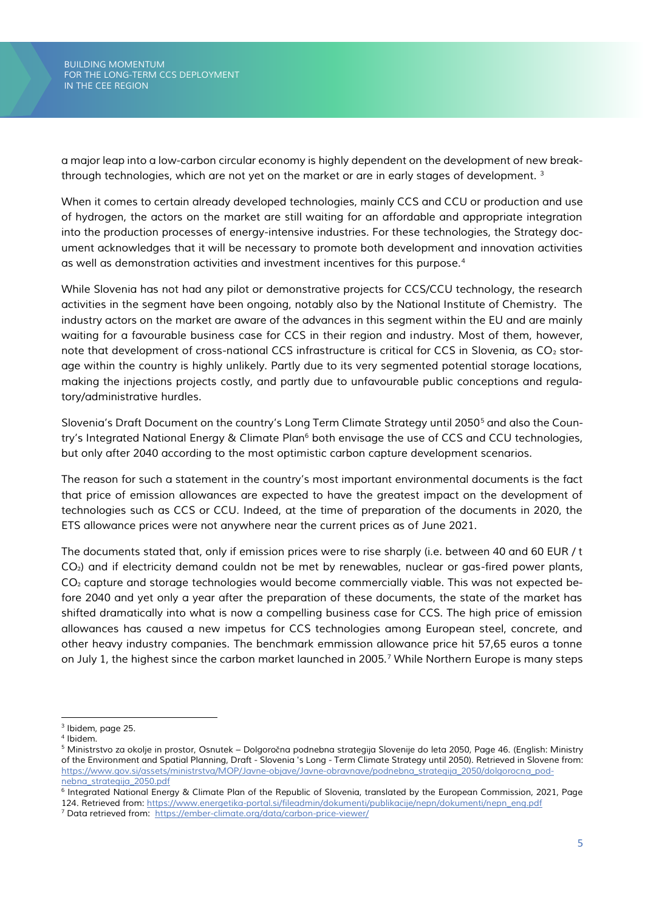a major leap into a low-carbon circular economy is highly dependent on the development of new breakthrough technologies, which are not yet on the market or are in early stages of development. [3]

When it comes to certain already developed technologies, mainly CCS and CCU or production and use of hydrogen, the actors on the market are still waiting for an affordable and appropriate integration into the production processes of energy-intensive industries. For these technologies, the Strategy document acknowledges that it will be necessary to promote both development and innovation activities as well as demonstration activities and investment incentives for this purpose.[4]

While Slovenia has not had any pilot or demonstrative projects for CCS/CCU technology, the research activities in the segment have been ongoing, notably also by the National Institute of Chemistry. The industry actors on the market are aware of the advances in this segment within the EU and are mainly waiting for a favourable business case for CCS in their region and industry. Most of them, however, note that development of cross-national CCS infrastructure is critical for CCS in Slovenia, as $CO_2$ storage within the country is highly unlikely. Partly due to its very segmented potential storage locations, making the injections projects costly, and partly due to unfavourable public conceptions and regulatory/administrative hurdles.

Slovenia's Draft Document on the country's Long Term Climate Strategy until 2050[5] and also the Country's Integrated National Energy & Climate Plan[6] both envisage the use of CCS and CCU technologies, but only after 2040 according to the most optimistic carbon capture development scenarios.

The reason for such a statement in the country's most important environmental documents is the fact that price of emission allowances are expected to have the greatest impact on the development of technologies such as CCS or CCU. Indeed, at the time of preparation of the documents in 2020, the ETS allowance prices were not anywhere near the current prices as of June 2021.

The documents stated that, only if emission prices were to rise sharply (i.e. between 40 and 60 EUR / t $CO_2$) and if electricity demand couldn not be met by renewables, nuclear or gas-fired power plants, $CO_2$ capture and storage technologies would become commercially viable. This was not expected before 2040 and yet only a year after the preparation of these documents, the state of the market has shifted dramatically into what is now a compelling business case for CCS. The high price of emission allowances has caused a new impetus for CCS technologies among European steel, concrete, and other heavy industry companies. The benchmark emmission allowance price hit 57,65 euros a tonne on July 1, the highest since the carbon market launched in 2005.[7] While Northern Europe is many steps

---

[3] Ibidem, page 25.

[4] Ibidem.

[5] Ministrstvo za okolje in prostor, Osnutek – Dolgoročna podnebna strategija Slovenije do leta 2050, Page 46. (English: Ministry of the Environment and Spatial Planning, Draft - Slovenia 's Long - Term Climate Strategy until 2050). Retrieved in Slovene from: https://www.gov.si/assets/ministrstva/MOP/Javne-objave/Javne-obravnave/podnebna_strategija_2050/dolgorocna_podnebna_strategija_2050.pdf

[6] Integrated National Energy & Climate Plan of the Republic of Slovenia, translated by the European Commission, 2021, Page 124. Retrieved from: https://www.energetika-portal.si/fileadmin/dokumenti/publikacije/nepn/dokumenti/nepn_eng.pdf

[7] Data retrieved from: https://ember-climate.org/data/carbon-price-viewer/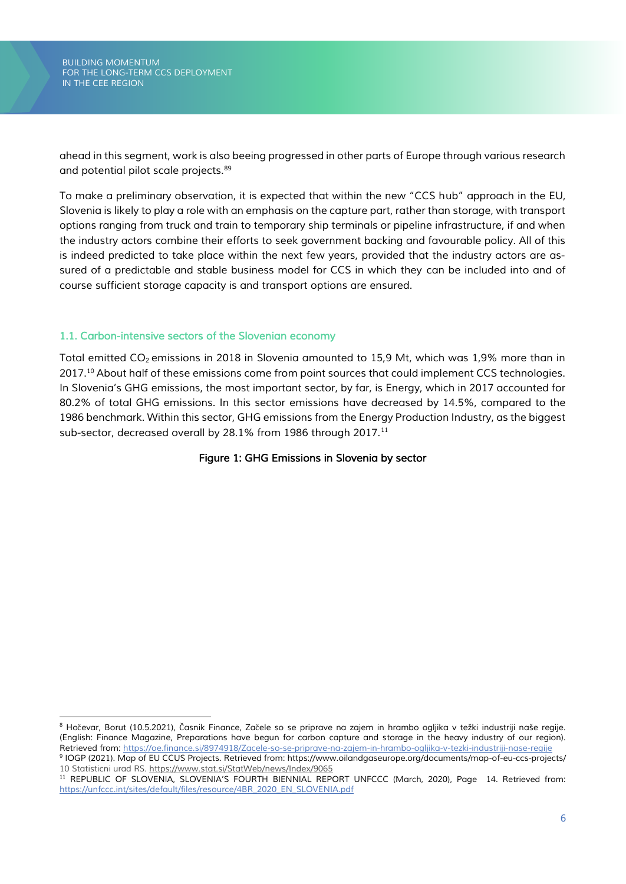ahead in this segment, work is also beeing progressed in other parts of Europe through various research and potential pilot scale projects.[89]

To make a preliminary observation, it is expected that within the new "CCS hub" approach in the EU, Slovenia is likely to play a role with an emphasis on the capture part, rather than storage, with transport options ranging from truck and train to temporary ship terminals or pipeline infrastructure, if and when the industry actors combine their efforts to seek government backing and favourable policy. All of this is indeed predicted to take place within the next few years, provided that the industry actors are assured of a predictable and stable business model for CCS in which they can be included into and of course sufficient storage capacity is and transport options are ensured.

### 1.1. Carbon-intensive sectors of the Slovenian economy

Total emitted $CO_2$ emissions in 2018 in Slovenia amounted to 15,9 Mt, which was 1,9% more than in 2017.[10] About half of these emissions come from point sources that could implement CCS technologies. In Slovenia's GHG emissions, the most important sector, by far, is Energy, which in 2017 accounted for 80.2% of total GHG emissions. In this sector emissions have decreased by 14.5%, compared to the 1986 benchmark. Within this sector, GHG emissions from the Energy Production Industry, as the biggest sub-sector, decreased overall by 28.1% from 1986 through 2017.[11]

**Figure 1: GHG Emissions in Slovenia by sector**

---

[8] Hočevar, Borut (10.5.2021), Časnik Finance, Začele so se priprave na zajem in hrambo ogljika v težki industriji naše regije. (English: Finance Magazine, Preparations have begun for carbon capture and storage in the heavy industry of our region). Retrieved from: https://oe.finance.si/8974918/Zacele-so-se-priprave-na-zajem-in-hrambo-ogljika-v-tezki-industriji-nase-regije

[9] IOGP (2021). Map of EU CCUS Projects. Retrieved from: https://www.oilandgaseurope.org/documents/map-of-eu-ccs-projects/

10 Statisticni urad RS. https://www.stat.si/StatWeb/news/Index/9065

[11] REPUBLIC OF SLOVENIA, SLOVENIA'S FOURTH BIENNIAL REPORT UNFCCC (March, 2020), Page 14. Retrieved from: https://unfccc.int/sites/default/files/resource/4BR_2020_EN_SLOVENIA.pdf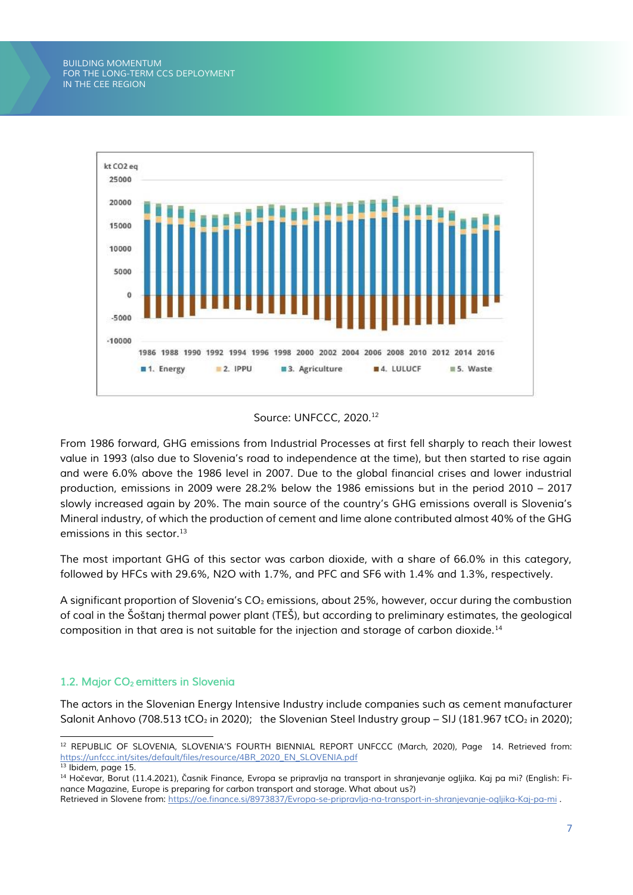Source: UNFCCC, 2020.[12]

From 1986 forward, GHG emissions from Industrial Processes at first fell sharply to reach their lowest value in 1993 (also due to Slovenia's road to independence at the time), but then started to rise again and were 6.0% above the 1986 level in 2007. Due to the global financial crises and lower industrial production, emissions in 2009 were 28.2% below the 1986 emissions but in the period 2010 – 2017 slowly increased again by 20%. The main source of the country's GHG emissions overall is Slovenia's Mineral industry, of which the production of cement and lime alone contributed almost 40% of the GHG emissions in this sector.[13]

The most important GHG of this sector was carbon dioxide, with a share of 66.0% in this category, followed by HFCs with 29.6%, N2O with 1.7%, and PFC and SF6 with 1.4% and 1.3%, respectively.

A significant proportion of Slovenia's $CO_2$ emissions, about 25%, however, occur during the combustion of coal in the Šoštanj thermal power plant (TEŠ), but according to preliminary estimates, the geological composition in that area is not suitable for the injection and storage of carbon dioxide.[14]

### 1.2. Major $CO_2$ emitters in Slovenia

The actors in the Slovenian Energy Intensive Industry include companies such as cement manufacturer Salonit Anhovo (708.513 $tCO_2$ in 2020); the Slovenian Steel Industry group – SIJ (181.967 $tCO_2$ in 2020);

---

[12] REPUBLIC OF SLOVENIA, SLOVENIA'S FOURTH BIENNIAL REPORT UNFCCC (March, 2020), Page 14. Retrieved from: https://unfccc.int/sites/default/files/resource/4BR_2020_EN_SLOVENIA.pdf

[13] Ibidem, page 15.

[14] Hočevar, Borut (11.4.2021), Časnik Finance, Evropa se pripravlja na transport in shranjevanje ogljika. Kaj pa mi? (English: Finance Magazine, Europe is preparing for carbon transport and storage. What about us?) Retrieved in Slovene from: https://oe.finance.si/8973837/Evropa-se-pripravlja-na-transport-in-shranjevanje-ogljika-Kaj-pa-mi .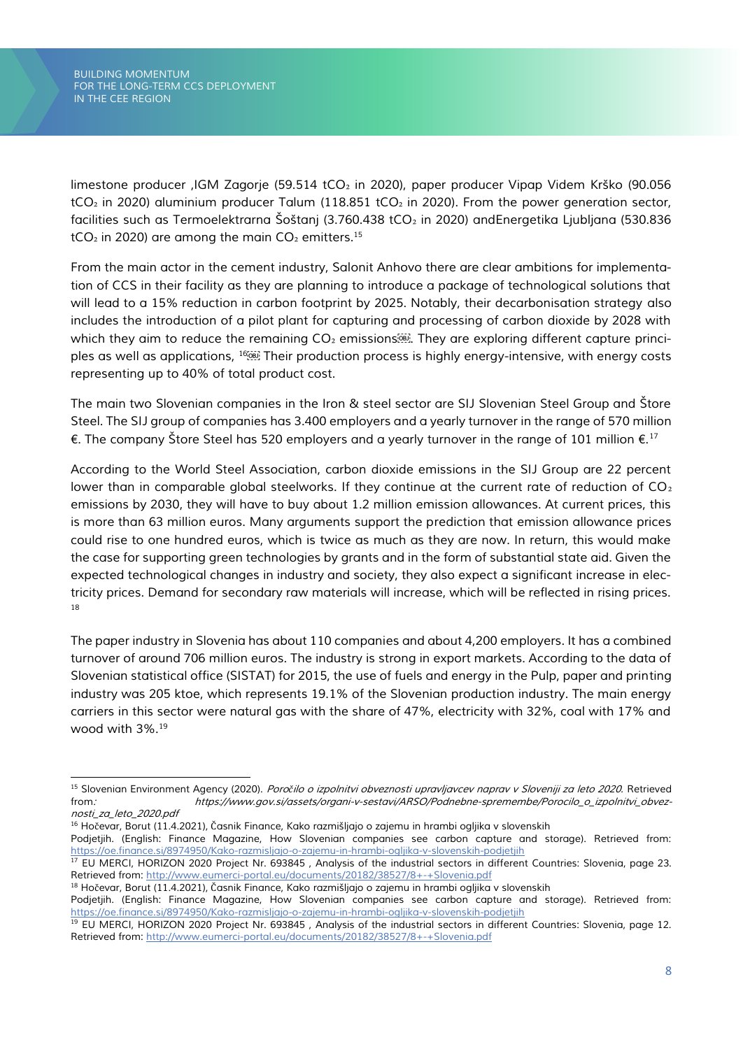limestone producer ,IGM Zagorje (59.514 $tCO_2$ in 2020), paper producer Vipap Videm Krško (90.056 $tCO_2$ in 2020) aluminium producer Talum (118.851 $tCO_2$ in 2020). From the power generation sector, facilities such as Termoelektrarna Šoštanj (3.760.438 $tCO_2$ in 2020) andEnergetika Ljubljana (530.836 $tCO_2$ in 2020) are among the main $CO_2$ emitters.[15]

From the main actor in the cement industry, Salonit Anhovo there are clear ambitions for implementation of CCS in their facility as they are planning to introduce a package of technological solutions that will lead to a 15% reduction in carbon footprint by 2025. Notably, their decarbonisation strategy also includes the introduction of a pilot plant for capturing and processing of carbon dioxide by 2028 with which they aim to reduce the remaining $CO_2$ emissions. They are exploring different capture principles as well as applications, [16] Their production process is highly energy-intensive, with energy costs representing up to 40% of total product cost.

The main two Slovenian companies in the Iron & steel sector are SIJ Slovenian Steel Group and Štore Steel. The SIJ group of companies has 3.400 employers and a yearly turnover in the range of 570 million €. The company Štore Steel has 520 employers and a yearly turnover in the range of 101 million €.[17]

According to the World Steel Association, carbon dioxide emissions in the SIJ Group are 22 percent lower than in comparable global steelworks. If they continue at the current rate of reduction of $CO_2$ emissions by 2030, they will have to buy about 1.2 million emission allowances. At current prices, this is more than 63 million euros. Many arguments support the prediction that emission allowance prices could rise to one hundred euros, which is twice as much as they are now. In return, this would make the case for supporting green technologies by grants and in the form of substantial state aid. Given the expected technological changes in industry and society, they also expect a significant increase in electricity prices. Demand for secondary raw materials will increase, which will be reflected in rising prices. [18]

The paper industry in Slovenia has about 110 companies and about 4,200 employers. It has a combined turnover of around 706 million euros. The industry is strong in export markets. According to the data of Slovenian statistical office (SISTAT) for 2015, the use of fuels and energy in the Pulp, paper and printing industry was 205 ktoe, which represents 19.1% of the Slovenian production industry. The main energy carriers in this sector were natural gas with the share of 47%, electricity with 32%, coal with 17% and wood with 3%.[19]

---

[15] Slovenian Environment Agency (2020). *Poročilo o izpolnitvi obveznosti upravljavcev naprav v Sloveniji za leto 2020.* Retrieved from*: https://www.gov.si/assets/organi-v-sestavi/ARSO/Podnebne-spremembe/Porocilo_o_izpolnitvi_obveznosti_za_leto_2020.pdf*

[16] Hočevar, Borut (11.4.2021), Časnik Finance, Kako razmišljajo o zajemu in hrambi ogljika v slovenskih Podjetjih. (English: Finance Magazine, How Slovenian companies see carbon capture and storage). Retrieved from: https://oe.finance.si/8974950/Kako-razmisljajo-o-zajemu-in-hrambi-ogljika-v-slovenskih-podjetjih

[17] EU MERCI, HORIZON 2020 Project Nr. 693845 , Analysis of the industrial sectors in different Countries: Slovenia, page 23. Retrieved from: http://www.eumerci-portal.eu/documents/20182/38527/8+-+Slovenia.pdf

[18] Hočevar, Borut (11.4.2021), Časnik Finance, Kako razmišljajo o zajemu in hrambi ogljika v slovenskih Podjetjih. (English: Finance Magazine, How Slovenian companies see carbon capture and storage). Retrieved from: https://oe.finance.si/8974950/Kako-razmisljajo-o-zajemu-in-hrambi-ogljika-v-slovenskih-podjetjih

[19] EU MERCI, HORIZON 2020 Project Nr. 693845 , Analysis of the industrial sectors in different Countries: Slovenia, page 12. Retrieved from: http://www.eumerci-portal.eu/documents/20182/38527/8+-+Slovenia.pdf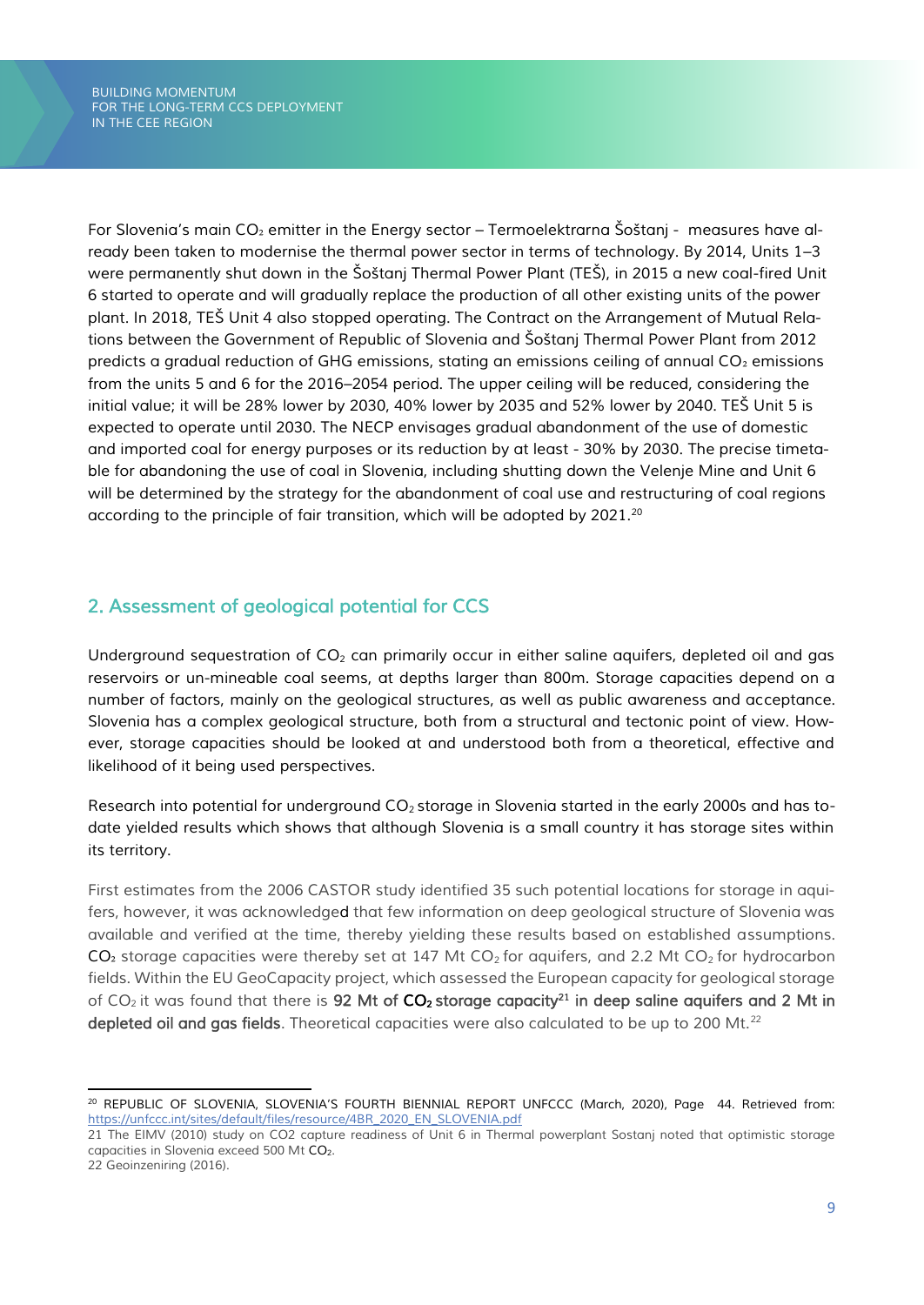For Slovenia's main $CO_2$ emitter in the Energy sector – Termoelektrarna Šoštanj - measures have already been taken to modernise the thermal power sector in terms of technology. By 2014, Units 1–3 were permanently shut down in the Šoštanj Thermal Power Plant (TEŠ), in 2015 a new coal-fired Unit 6 started to operate and will gradually replace the production of all other existing units of the power plant. In 2018, TEŠ Unit 4 also stopped operating. The Contract on the Arrangement of Mutual Relations between the Government of Republic of Slovenia and Šoštanj Thermal Power Plant from 2012 predicts a gradual reduction of GHG emissions, stating an emissions ceiling of annual $CO_2$ emissions from the units 5 and 6 for the 2016–2054 period. The upper ceiling will be reduced, considering the initial value; it will be 28% lower by 2030, 40% lower by 2035 and 52% lower by 2040. TEŠ Unit 5 is expected to operate until 2030. The NECP envisages gradual abandonment of the use of domestic and imported coal for energy purposes or its reduction by at least - 30% by 2030. The precise timetable for abandoning the use of coal in Slovenia, including shutting down the Velenje Mine and Unit 6 will be determined by the strategy for the abandonment of coal use and restructuring of coal regions according to the principle of fair transition, which will be adopted by 2021.[20]

## 2. Assessment of geological potential for CCS

Underground sequestration of $CO_2$ can primarily occur in either saline aquifers, depleted oil and gas reservoirs or un-mineable coal seems, at depths larger than 800m. Storage capacities depend on a number of factors, mainly on the geological structures, as well as public awareness and acceptance. Slovenia has a complex geological structure, both from a structural and tectonic point of view. However, storage capacities should be looked at and understood both from a theoretical, effective and likelihood of it being used perspectives.

Research into potential for underground $CO_2$ storage in Slovenia started in the early 2000s and has to-date yielded results which shows that although Slovenia is a small country it has storage sites within its territory.

First estimates from the 2006 CASTOR study identified 35 such potential locations for storage in aquifers, however, it was acknowledged that few information on deep geological structure of Slovenia was available and verified at the time, thereby yielding these results based on established assumptions. $CO_2$ storage capacities were thereby set at 147 Mt $CO_2$ for aquifers, and 2.2 Mt $CO_2$ for hydrocarbon fields. Within the EU GeoCapacity project, which assessed the European capacity for geological storage of $CO_2$ it was found that there is **92 Mt of $CO_2$ storage capacity**[21] **in deep saline aquifers and 2 Mt in depleted oil and gas fields**. Theoretical capacities were also calculated to be up to 200 Mt.[22]

---

[20] REPUBLIC OF SLOVENIA, SLOVENIA'S FOURTH BIENNIAL REPORT UNFCCC (March, 2020), Page 44. Retrieved from: https://unfccc.int/sites/default/files/resource/4BR_2020_EN_SLOVENIA.pdf

21 The EIMV (2010) study on CO2 capture readiness of Unit 6 in Thermal powerplant Sostanj noted that optimistic storage capacities in Slovenia exceed 500 Mt $CO_2$.

22 Geoinzeniring (2016).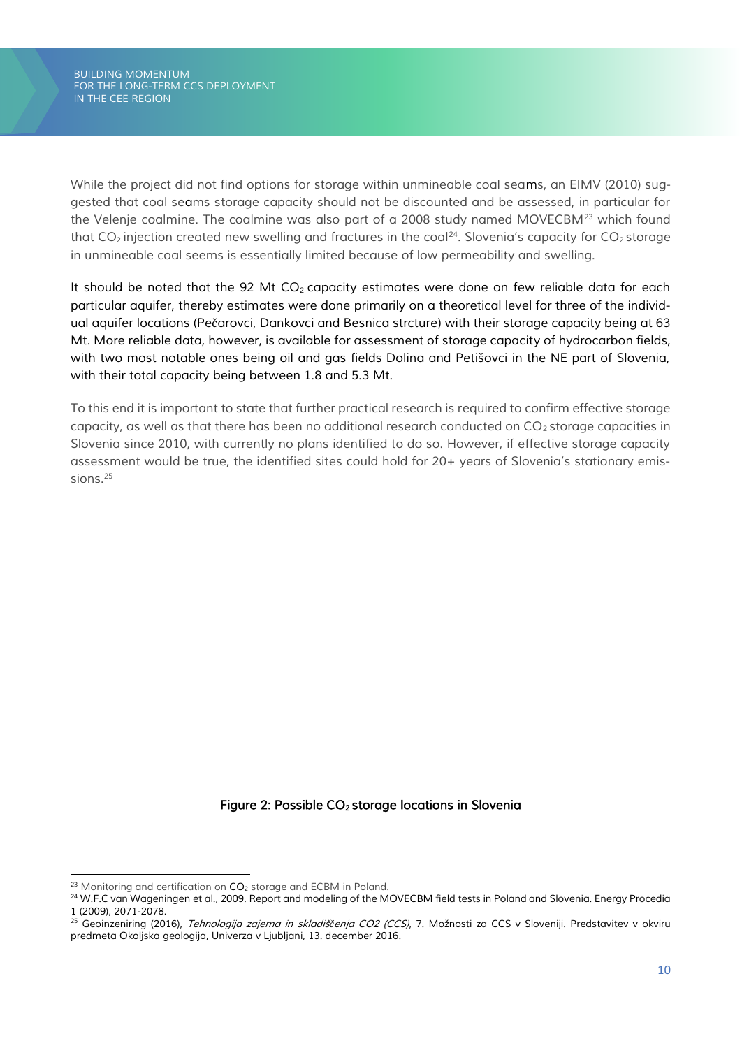While the project did not find options for storage within unmineable coal seams, an EIMV (2010) suggested that coal seams storage capacity should not be discounted and be assessed, in particular for the Velenje coalmine. The coalmine was also part of a 2008 study named MOVECBM[23] which found that $CO_2$ injection created new swelling and fractures in the coal[24]. Slovenia's capacity for $CO_2$ storage in unmineable coal seems is essentially limited because of low permeability and swelling.

It should be noted that the 92 Mt $CO_2$ capacity estimates were done on few reliable data for each particular aquifer, thereby estimates were done primarily on a theoretical level for three of the individual aquifer locations (Pečarovci, Dankovci and Besnica strcture) with their storage capacity being at 63 Mt. More reliable data, however, is available for assessment of storage capacity of hydrocarbon fields, with two most notable ones being oil and gas fields Dolina and Petišovci in the NE part of Slovenia, with their total capacity being between 1.8 and 5.3 Mt.

To this end it is important to state that further practical research is required to confirm effective storage capacity, as well as that there has been no additional research conducted on $CO_2$ storage capacities in Slovenia since 2010, with currently no plans identified to do so. However, if effective storage capacity assessment would be true, the identified sites could hold for 20+ years of Slovenia's stationary emissions.[25]

**Figure 2: Possible $CO_2$ storage locations in Slovenia**

---

[23] Monitoring and certification on $CO_2$ storage and ECBM in Poland.

[24] W.F.C van Wageningen et al., 2009. Report and modeling of the MOVECBM field tests in Poland and Slovenia. Energy Procedia 1 (2009), 2071-2078.

[25] Geoinzeniring (2016), *Tehnologija zajema in skladiščenja CO2 (CCS)*, 7. Možnosti za CCS v Sloveniji. Predstavitev v okviru predmeta Okoljska geologija, Univerza v Ljubljani, 13. december 2016.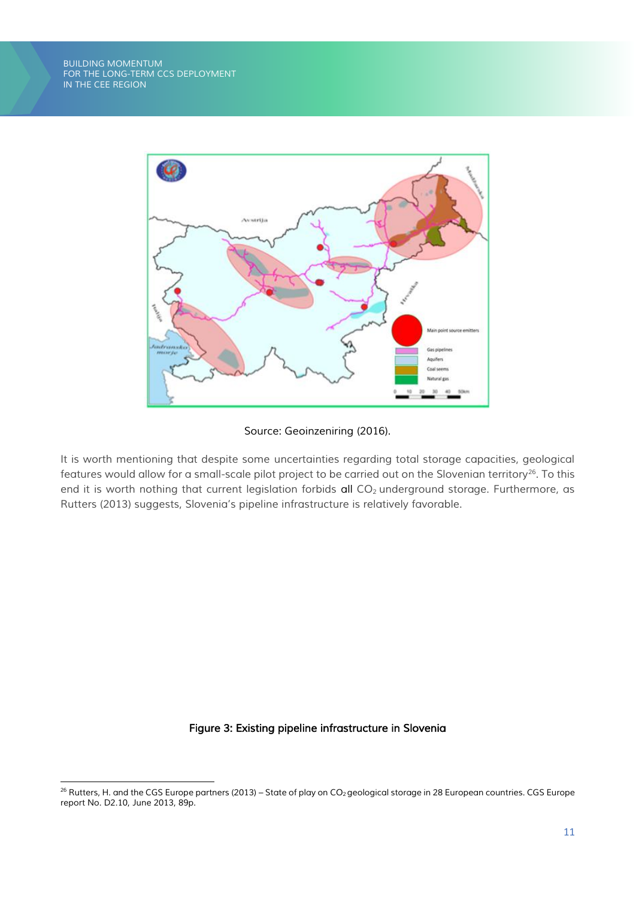Source: Geoinzeniring (2016).

It is worth mentioning that despite some uncertainties regarding total storage capacities, geological features would allow for a small-scale pilot project to be carried out on the Slovenian territory[26]. To this end it is worth nothing that current legislation forbids all $CO_2$ underground storage. Furthermore, as Rutters (2013) suggests, Slovenia's pipeline infrastructure is relatively favorable.

**Figure 3: Existing pipeline infrastructure in Slovenia**

---

[26] Rutters, H. and the CGS Europe partners (2013) – State of play on $CO_2$ geological storage in 28 European countries. CGS Europe report No. D2.10, June 2013, 89p.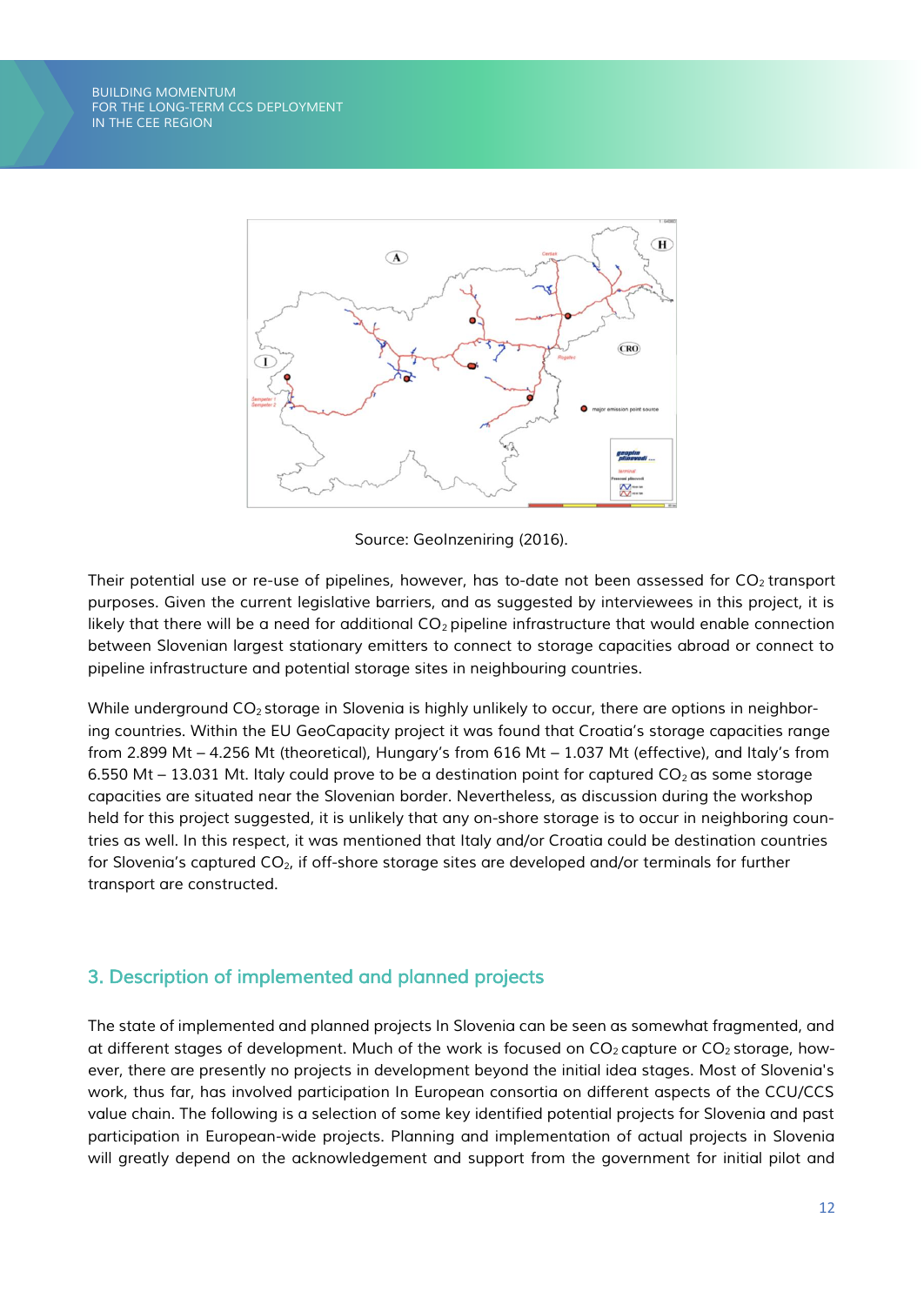Source: GeoInzeniring (2016).

Their potential use or re-use of pipelines, however, has to-date not been assessed for $CO_2$ transport purposes. Given the current legislative barriers, and as suggested by interviewees in this project, it is likely that there will be a need for additional $CO_2$ pipeline infrastructure that would enable connection between Slovenian largest stationary emitters to connect to storage capacities abroad or connect to pipeline infrastructure and potential storage sites in neighbouring countries.

While underground $CO_2$ storage in Slovenia is highly unlikely to occur, there are options in neighboring countries. Within the EU GeoCapacity project it was found that Croatia's storage capacities range from 2.899 Mt – 4.256 Mt (theoretical), Hungary's from 616 Mt – 1.037 Mt (effective), and Italy's from 6.550 Mt – 13.031 Mt. Italy could prove to be a destination point for captured $CO_2$ as some storage capacities are situated near the Slovenian border. Nevertheless, as discussion during the workshop held for this project suggested, it is unlikely that any on-shore storage is to occur in neighboring countries as well. In this respect, it was mentioned that Italy and/or Croatia could be destination countries for Slovenia's captured $CO_2$, if off-shore storage sites are developed and/or terminals for further transport are constructed.

## 3. Description of implemented and planned projects

The state of implemented and planned projects In Slovenia can be seen as somewhat fragmented, and at different stages of development. Much of the work is focused on $CO_2$ capture or $CO_2$ storage, however, there are presently no projects in development beyond the initial idea stages. Most of Slovenia's work, thus far, has involved participation In European consortia on different aspects of the CCU/CCS value chain. The following is a selection of some key identified potential projects for Slovenia and past participation in European-wide projects. Planning and implementation of actual projects in Slovenia will greatly depend on the acknowledgement and support from the government for initial pilot and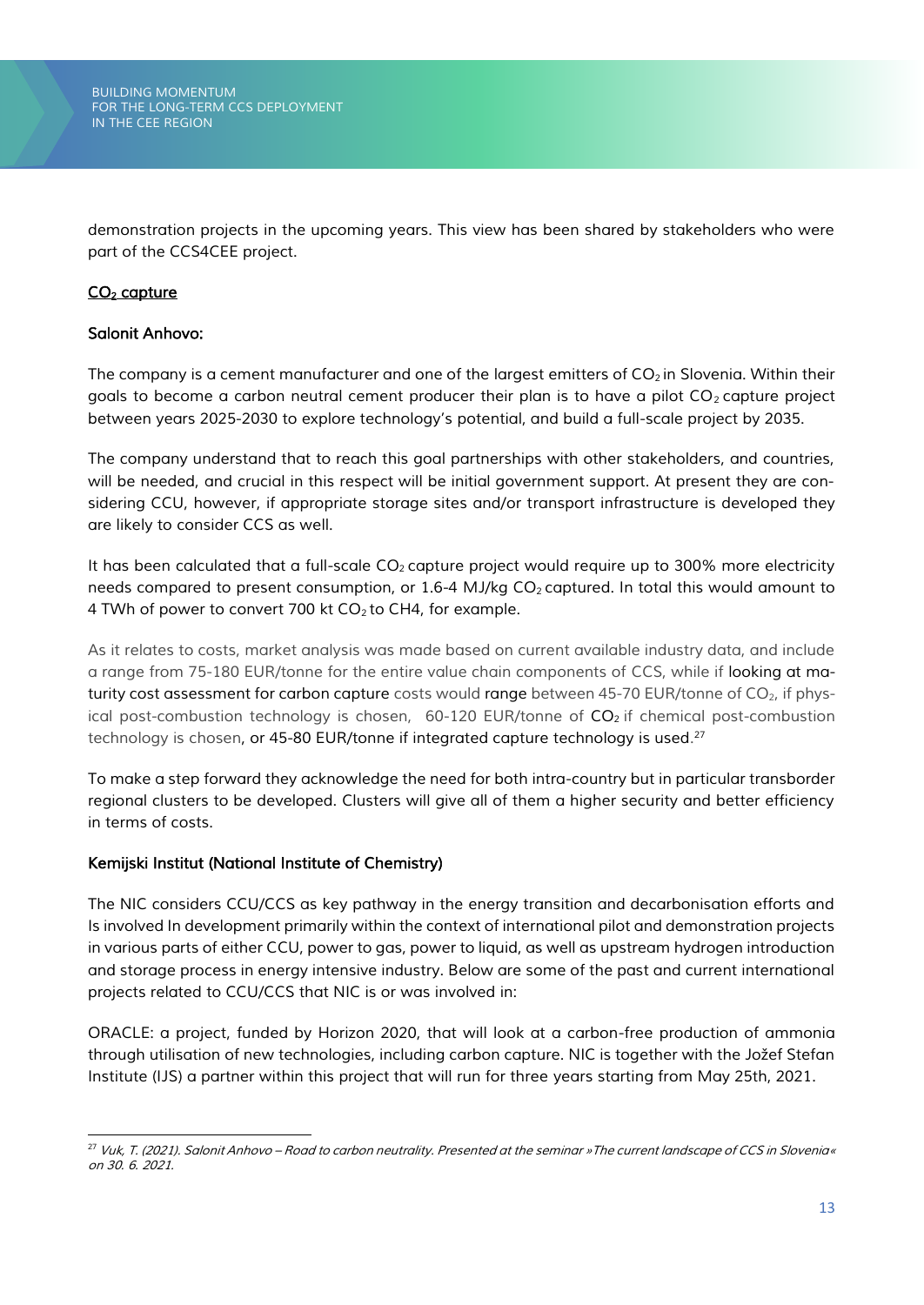demonstration projects in the upcoming years. This view has been shared by stakeholders who were part of the CCS4CEE project.

## $CO_2$ capture

### Salonit Anhovo:

The company is a cement manufacturer and one of the largest emitters of $CO_2$ in Slovenia. Within their goals to become a carbon neutral cement producer their plan is to have a pilot $CO_2$ capture project between years 2025-2030 to explore technology's potential, and build a full-scale project by 2035.

The company understand that to reach this goal partnerships with other stakeholders, and countries, will be needed, and crucial in this respect will be initial government support. At present they are considering CCU, however, if appropriate storage sites and/or transport infrastructure is developed they are likely to consider CCS as well.

It has been calculated that a full-scale $CO_2$ capture project would require up to 300% more electricity needs compared to present consumption, or 1.6-4 MJ/kg $CO_2$ captured. In total this would amount to 4 TWh of power to convert 700 kt $CO_2$ to CH4, for example.

As it relates to costs, market analysis was made based on current available industry data, and include a range from 75-180 EUR/tonne for the entire value chain components of CCS, while if looking at maturity cost assessment for carbon capture costs would range between 45-70 EUR/tonne of $CO_2$, if physical post-combustion technology is chosen, 60-120 EUR/tonne of $CO_2$ if chemical post-combustion technology is chosen, or 45-80 EUR/tonne if integrated capture technology is used.[27]

To make a step forward they acknowledge the need for both intra-country but in particular transborder regional clusters to be developed. Clusters will give all of them a higher security and better efficiency in terms of costs.

### Kemijski Institut (National Institute of Chemistry)

The NIC considers CCU/CCS as key pathway in the energy transition and decarbonisation efforts and Is involved In development primarily within the context of international pilot and demonstration projects in various parts of either CCU, power to gas, power to liquid, as well as upstream hydrogen introduction and storage process in energy intensive industry. Below are some of the past and current international projects related to CCU/CCS that NIC is or was involved in:

ORACLE: a project, funded by Horizon 2020, that will look at a carbon-free production of ammonia through utilisation of new technologies, including carbon capture. NIC is together with the Jožef Stefan Institute (IJS) a partner within this project that will run for three years starting from May 25th, 2021.

---

[27] *Vuk, T. (2021). Salonit Anhovo – Road to carbon neutrality. Presented at the seminar »The current landscape of CCS in Slovenia« on 30. 6. 2021.*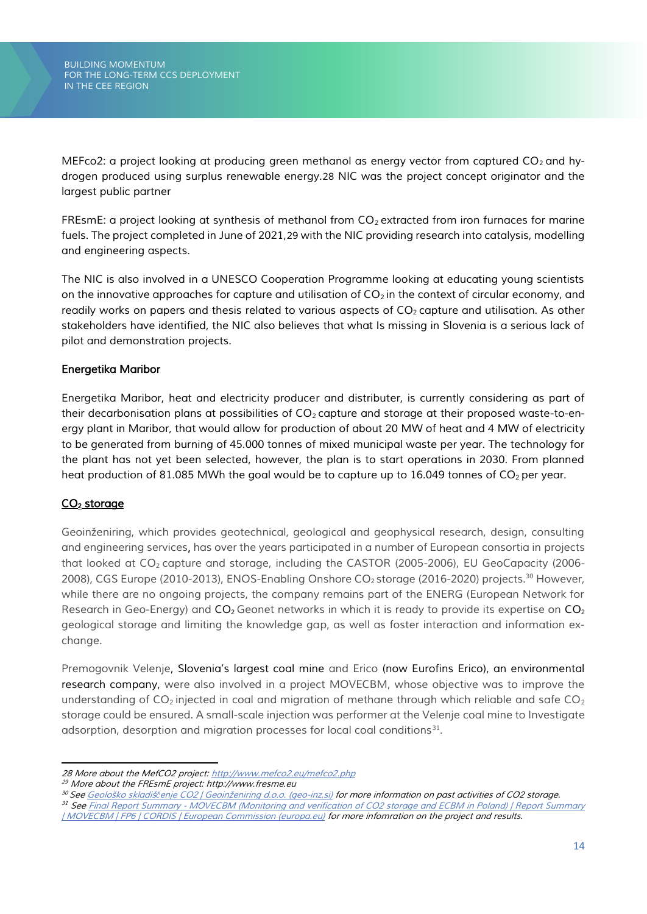MEFco2: a project looking at producing green methanol as energy vector from captured $CO_2$ and hydrogen produced using surplus renewable energy.28 NIC was the project concept originator and the largest public partner

FREsmE: a project looking at synthesis of methanol from $CO_2$ extracted from iron furnaces for marine fuels. The project completed in June of 2021,29 with the NIC providing research into catalysis, modelling and engineering aspects.

The NIC is also involved in a UNESCO Cooperation Programme looking at educating young scientists on the innovative approaches for capture and utilisation of $CO_2$ in the context of circular economy, and readily works on papers and thesis related to various aspects of $CO_2$ capture and utilisation. As other stakeholders have identified, the NIC also believes that what Is missing in Slovenia is a serious lack of pilot and demonstration projects.

**Energetika Maribor**

Energetika Maribor, heat and electricity producer and distributer, is currently considering as part of their decarbonisation plans at possibilities of $CO_2$ capture and storage at their proposed waste-to-energy plant in Maribor, that would allow for production of about 20 MW of heat and 4 MW of electricity to be generated from burning of 45.000 tonnes of mixed municipal waste per year. The technology for the plant has not yet been selected, however, the plan is to start operations in 2030. From planned heat production of 81.085 MWh the goal would be to capture up to 16.049 tonnes of $CO_2$ per year.

## $CO_2$ storage

Geoinženiring, which provides geotechnical, geological and geophysical research, design, consulting and engineering services, has over the years participated in a number of European consortia in projects that looked at $CO_2$ capture and storage, including the CASTOR (2005-2006), EU GeoCapacity (2006-2008), CGS Europe (2010-2013), ENOS-Enabling Onshore $CO_2$ storage (2016-2020) projects.[30] However, while there are no ongoing projects, the company remains part of the ENERG (European Network for Research in Geo-Energy) and $CO_2$ Geonet networks in which it is ready to provide its expertise on $CO_2$ geological storage and limiting the knowledge gap, as well as foster interaction and information exchange.

Premogovnik Velenje, Slovenia's largest coal mine and Erico (now Eurofins Erico), an environmental research company, were also involved in a project MOVECBM, whose objective was to improve the understanding of $CO_2$ injected in coal and migration of methane through which reliable and safe $CO_2$ storage could be ensured. A small-scale injection was performer at the Velenje coal mine to Investigate adsorption, desorption and migration processes for local coal conditions[31].

---

*28 More about the MefCO2 project: http://www.mefco2.eu/mefco2.php*

*29 More about the FREsmE project: http://www.fresme.eu*

*30 See Geološko skladiščenje CO2 | Geoinženiring d.o.o. (geo-inz.si) for more information on past activities of CO2 storage.*

*31 See Final Report Summary - MOVECBM (Monitoring and verification of CO2 storage and ECBM in Poland) | Report Summary | MOVECBM | FP6 | CORDIS | European Commission (europa.eu) for more infomration on the project and results.*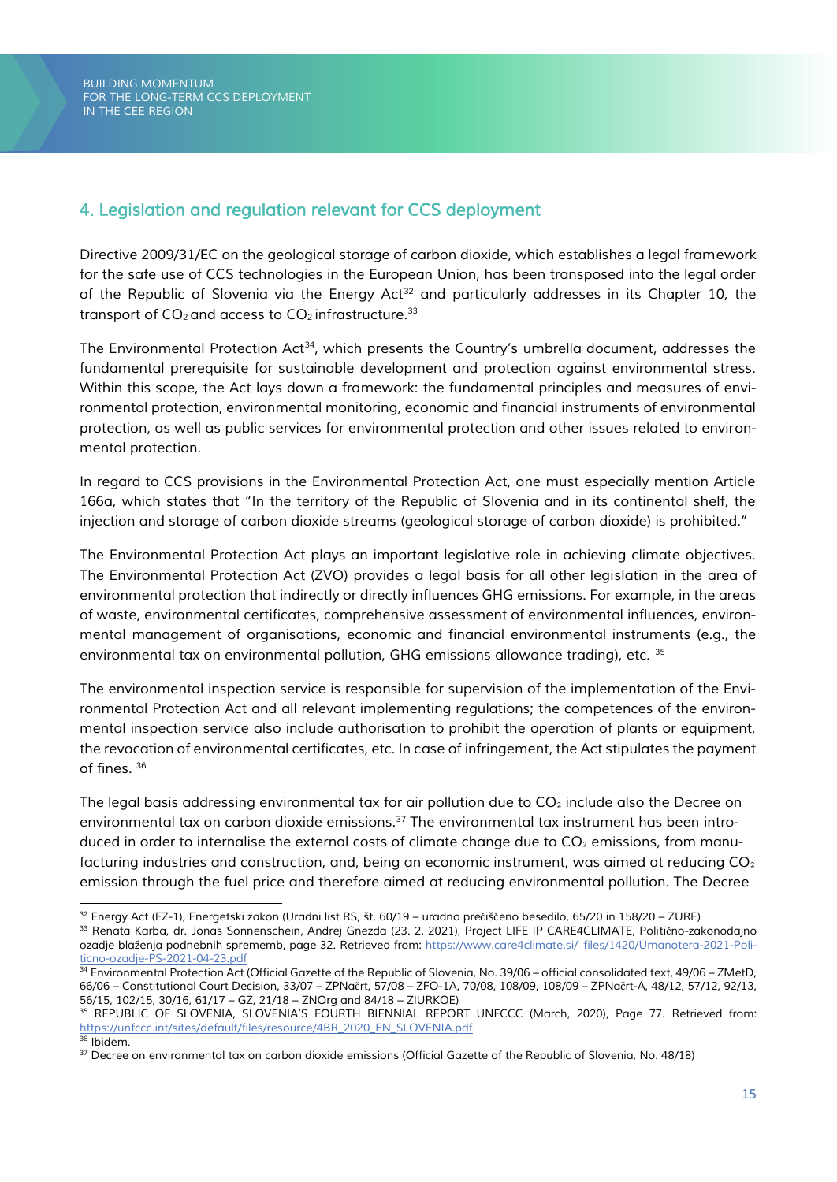## 4. Legislation and regulation relevant for CCS deployment

Directive 2009/31/EC on the geological storage of carbon dioxide, which establishes a legal framework for the safe use of CCS technologies in the European Union, has been transposed into the legal order of the Republic of Slovenia via the Energy Act[32] and particularly addresses in its Chapter 10, the transport of $CO_2$ and access to $CO_2$ infrastructure.[33]

The Environmental Protection Act[34], which presents the Country's umbrella document, addresses the fundamental prerequisite for sustainable development and protection against environmental stress. Within this scope, the Act lays down a framework: the fundamental principles and measures of environmental protection, environmental monitoring, economic and financial instruments of environmental protection, as well as public services for environmental protection and other issues related to environmental protection.

In regard to CCS provisions in the Environmental Protection Act, one must especially mention Article 166a, which states that "In the territory of the Republic of Slovenia and in its continental shelf, the injection and storage of carbon dioxide streams (geological storage of carbon dioxide) is prohibited."

The Environmental Protection Act plays an important legislative role in achieving climate objectives. The Environmental Protection Act (ZVO) provides a legal basis for all other legislation in the area of environmental protection that indirectly or directly influences GHG emissions. For example, in the areas of waste, environmental certificates, comprehensive assessment of environmental influences, environmental management of organisations, economic and financial environmental instruments (e.g., the environmental tax on environmental pollution, GHG emissions allowance trading), etc. [35]

The environmental inspection service is responsible for supervision of the implementation of the Environmental Protection Act and all relevant implementing regulations; the competences of the environmental inspection service also include authorisation to prohibit the operation of plants or equipment, the revocation of environmental certificates, etc. In case of infringement, the Act stipulates the payment of fines. [36]

The legal basis addressing environmental tax for air pollution due to $CO_2$ include also the Decree on environmental tax on carbon dioxide emissions.[37] The environmental tax instrument has been introduced in order to internalise the external costs of climate change due to $CO_2$ emissions, from manufacturing industries and construction, and, being an economic instrument, was aimed at reducing $CO_2$ emission through the fuel price and therefore aimed at reducing environmental pollution. The Decree

---

[32] Energy Act (EZ-1), Energetski zakon (Uradni list RS, št. 60/19 – uradno prečiščeno besedilo, 65/20 in 158/20 – ZURE)

[33] Renata Karba, dr. Jonas Sonnenschein, Andrej Gnezda (23. 2. 2021), Project LIFE IP CARE4CLIMATE, Politično-zakonodajno ozadje blaženja podnebnih sprememb, page 32. Retrieved from: https://www.care4climate.si/_files/1420/Umanotera-2021-Politicno-ozadje-PS-2021-04-23.pdf

[34] Environmental Protection Act (Official Gazette of the Republic of Slovenia, No. 39/06 – official consolidated text, 49/06 – ZMetD, 66/06 – Constitutional Court Decision, 33/07 – ZPNačrt, 57/08 – ZFO-1A, 70/08, 108/09, 108/09 – ZPNačrt-A, 48/12, 57/12, 92/13, 56/15, 102/15, 30/16, 61/17 – GZ, 21/18 – ZNOrg and 84/18 – ZIURKOE)

[35] REPUBLIC OF SLOVENIA, SLOVENIA'S FOURTH BIENNIAL REPORT UNFCCC (March, 2020), Page 77. Retrieved from: https://unfccc.int/sites/default/files/resource/4BR_2020_EN_SLOVENIA.pdf

[36] Ibidem.

[37] Decree on environmental tax on carbon dioxide emissions (Official Gazette of the Republic of Slovenia, No. 48/18)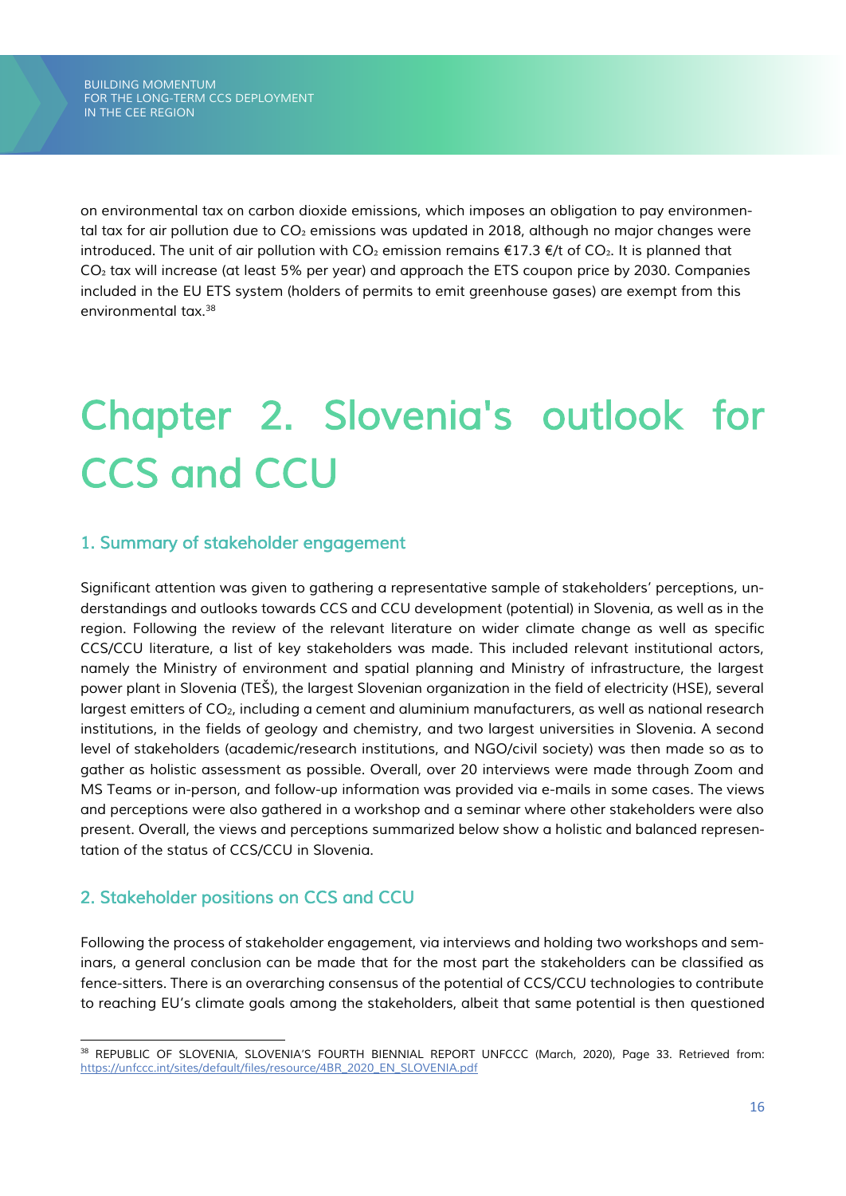on environmental tax on carbon dioxide emissions, which imposes an obligation to pay environmental tax for air pollution due to $CO_2$ emissions was updated in 2018, although no major changes were introduced. The unit of air pollution with $CO_2$ emission remains €17.3 €/t of $CO_2$. It is planned that $CO_2$ tax will increase (at least 5% per year) and approach the ETS coupon price by 2030. Companies included in the EU ETS system (holders of permits to emit greenhouse gases) are exempt from this environmental tax.[38]

# Chapter 2. Slovenia's outlook for CCS and CCU

## 1. Summary of stakeholder engagement

Significant attention was given to gathering a representative sample of stakeholders' perceptions, understandings and outlooks towards CCS and CCU development (potential) in Slovenia, as well as in the region. Following the review of the relevant literature on wider climate change as well as specific CCS/CCU literature, a list of key stakeholders was made. This included relevant institutional actors, namely the Ministry of environment and spatial planning and Ministry of infrastructure, the largest power plant in Slovenia (TEŠ), the largest Slovenian organization in the field of electricity (HSE), several largest emitters of $CO_2$, including a cement and aluminium manufacturers, as well as national research institutions, in the fields of geology and chemistry, and two largest universities in Slovenia. A second level of stakeholders (academic/research institutions, and NGO/civil society) was then made so as to gather as holistic assessment as possible. Overall, over 20 interviews were made through Zoom and MS Teams or in-person, and follow-up information was provided via e-mails in some cases. The views and perceptions were also gathered in a workshop and a seminar where other stakeholders were also present. Overall, the views and perceptions summarized below show a holistic and balanced representation of the status of CCS/CCU in Slovenia.

## 2. Stakeholder positions on CCS and CCU

Following the process of stakeholder engagement, via interviews and holding two workshops and seminars, a general conclusion can be made that for the most part the stakeholders can be classified as fence-sitters. There is an overarching consensus of the potential of CCS/CCU technologies to contribute to reaching EU's climate goals among the stakeholders, albeit that same potential is then questioned

---

[38] REPUBLIC OF SLOVENIA, SLOVENIA'S FOURTH BIENNIAL REPORT UNFCCC (March, 2020), Page 33. Retrieved from: https://unfccc.int/sites/default/files/resource/4BR_2020_EN_SLOVENIA.pdf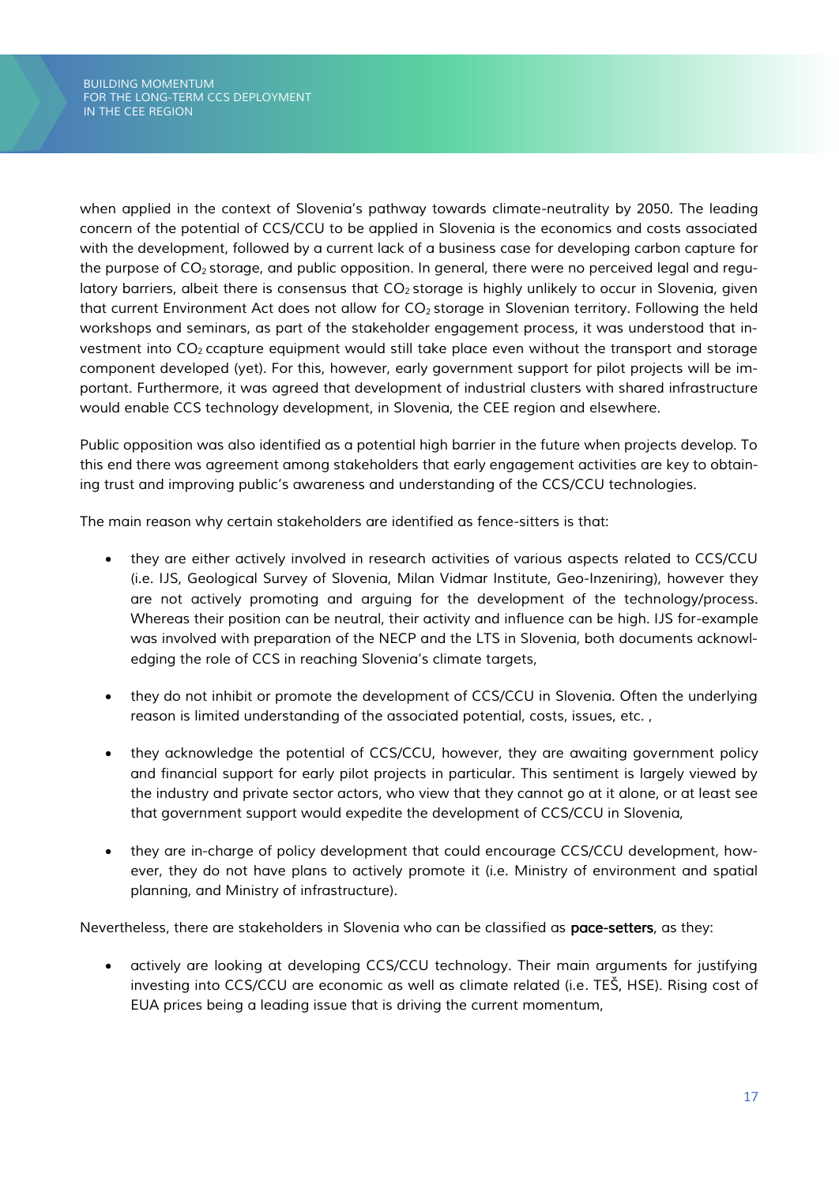when applied in the context of Slovenia's pathway towards climate-neutrality by 2050. The leading concern of the potential of CCS/CCU to be applied in Slovenia is the economics and costs associated with the development, followed by a current lack of a business case for developing carbon capture for the purpose of $CO_2$ storage, and public opposition. In general, there were no perceived legal and regulatory barriers, albeit there is consensus that $CO_2$ storage is highly unlikely to occur in Slovenia, given that current Environment Act does not allow for $CO_2$ storage in Slovenian territory. Following the held workshops and seminars, as part of the stakeholder engagement process, it was understood that investment into $CO_2$ ccapture equipment would still take place even without the transport and storage component developed (yet). For this, however, early government support for pilot projects will be important. Furthermore, it was agreed that development of industrial clusters with shared infrastructure would enable CCS technology development, in Slovenia, the CEE region and elsewhere.

Public opposition was also identified as a potential high barrier in the future when projects develop. To this end there was agreement among stakeholders that early engagement activities are key to obtaining trust and improving public's awareness and understanding of the CCS/CCU technologies.

The main reason why certain stakeholders are identified as fence-sitters is that:

- they are either actively involved in research activities of various aspects related to CCS/CCU (i.e. IJS, Geological Survey of Slovenia, Milan Vidmar Institute, Geo-Inzeniring), however they are not actively promoting and arguing for the development of the technology/process. Whereas their position can be neutral, their activity and influence can be high. IJS for-example was involved with preparation of the NECP and the LTS in Slovenia, both documents acknowledging the role of CCS in reaching Slovenia's climate targets,

- they do not inhibit or promote the development of CCS/CCU in Slovenia. Often the underlying reason is limited understanding of the associated potential, costs, issues, etc. ,

- they acknowledge the potential of CCS/CCU, however, they are awaiting government policy and financial support for early pilot projects in particular. This sentiment is largely viewed by the industry and private sector actors, who view that they cannot go at it alone, or at least see that government support would expedite the development of CCS/CCU in Slovenia,

- they are in-charge of policy development that could encourage CCS/CCU development, however, they do not have plans to actively promote it (i.e. Ministry of environment and spatial planning, and Ministry of infrastructure).

Nevertheless, there are stakeholders in Slovenia who can be classified as **pace-setters**, as they:

- actively are looking at developing CCS/CCU technology. Their main arguments for justifying investing into CCS/CCU are economic as well as climate related (i.e. TEŠ, HSE). Rising cost of EUA prices being a leading issue that is driving the current momentum,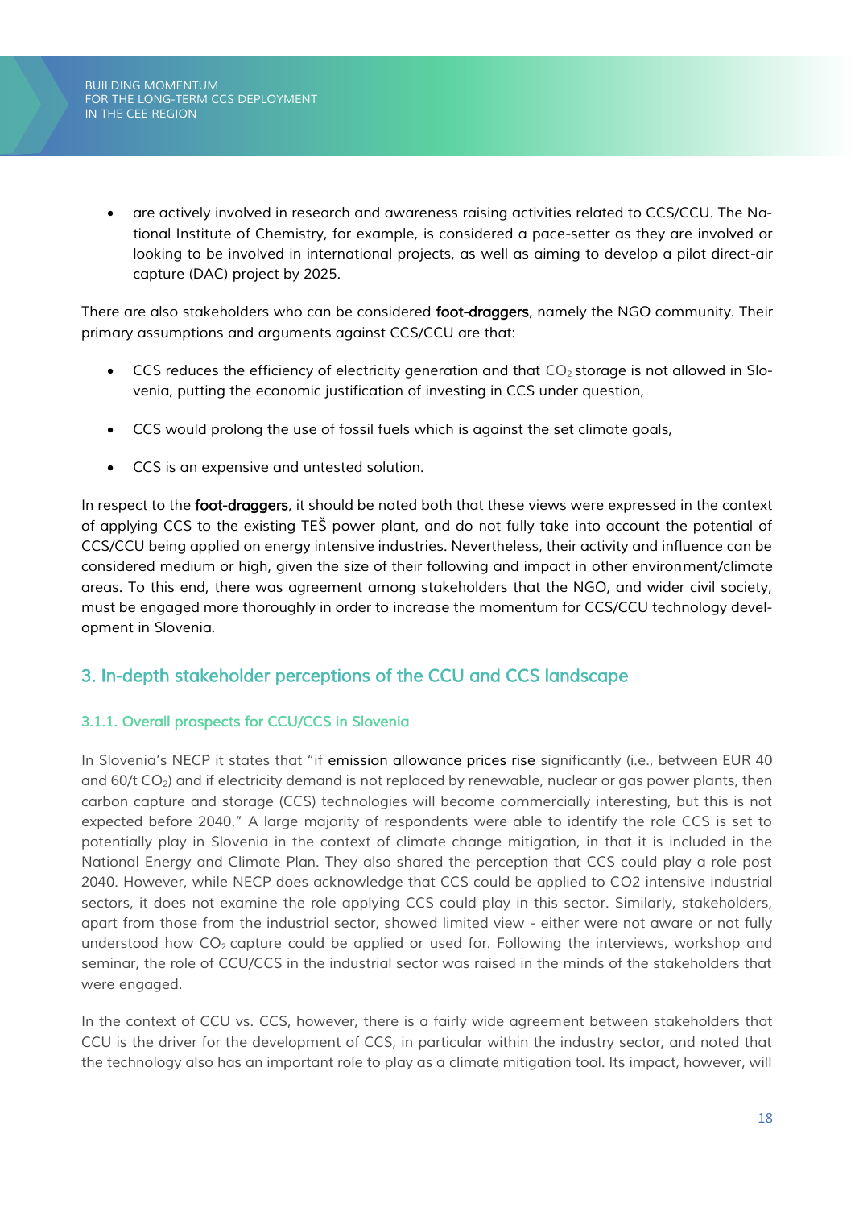- are actively involved in research and awareness raising activities related to CCS/CCU. The National Institute of Chemistry, for example, is considered a pace-setter as they are involved or looking to be involved in international projects, as well as aiming to develop a pilot direct-air capture (DAC) project by 2025.

There are also stakeholders who can be considered **foot-draggers**, namely the NGO community. Their primary assumptions and arguments against CCS/CCU are that:

- CCS reduces the efficiency of electricity generation and that $CO_2$ storage is not allowed in Slovenia, putting the economic justification of investing in CCS under question,
- CCS would prolong the use of fossil fuels which is against the set climate goals,
- CCS is an expensive and untested solution.

In respect to the **foot-draggers**, it should be noted both that these views were expressed in the context of applying CCS to the existing TEŠ power plant, and do not fully take into account the potential of CCS/CCU being applied on energy intensive industries. Nevertheless, their activity and influence can be considered medium or high, given the size of their following and impact in other environment/climate areas. To this end, there was agreement among stakeholders that the NGO, and wider civil society, must be engaged more thoroughly in order to increase the momentum for CCS/CCU technology development in Slovenia.

## 3. In-depth stakeholder perceptions of the CCU and CCS landscape

### 3.1.1. Overall prospects for CCU/CCS in Slovenia

In Slovenia's NECP it states that "if emission allowance prices rise significantly (i.e., between EUR 40 and 60/t $CO_2$) and if electricity demand is not replaced by renewable, nuclear or gas power plants, then carbon capture and storage (CCS) technologies will become commercially interesting, but this is not expected before 2040." A large majority of respondents were able to identify the role CCS is set to potentially play in Slovenia in the context of climate change mitigation, in that it is included in the National Energy and Climate Plan. They also shared the perception that CCS could play a role post 2040. However, while NECP does acknowledge that CCS could be applied to CO2 intensive industrial sectors, it does not examine the role applying CCS could play in this sector. Similarly, stakeholders, apart from those from the industrial sector, showed limited view - either were not aware or not fully understood how $CO_2$ capture could be applied or used for. Following the interviews, workshop and seminar, the role of CCU/CCS in the industrial sector was raised in the minds of the stakeholders that were engaged.

In the context of CCU vs. CCS, however, there is a fairly wide agreement between stakeholders that CCU is the driver for the development of CCS, in particular within the industry sector, and noted that the technology also has an important role to play as a climate mitigation tool. Its impact, however, will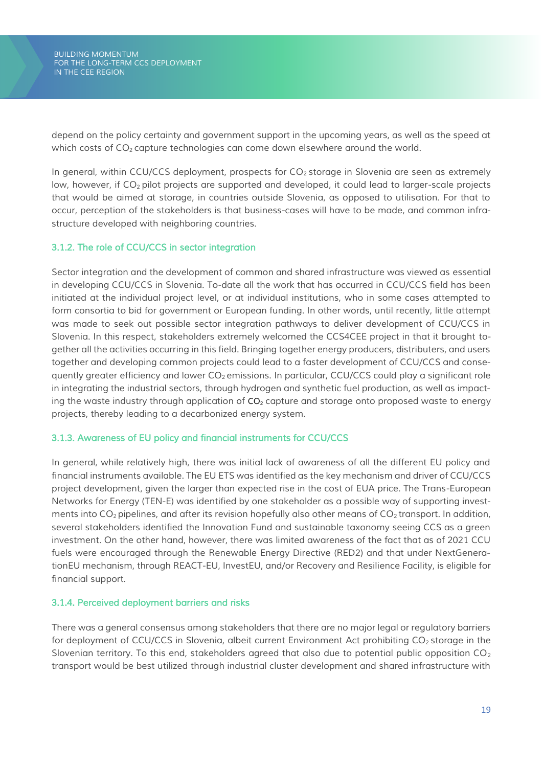depend on the policy certainty and government support in the upcoming years, as well as the speed at which costs of $CO_2$ capture technologies can come down elsewhere around the world.

In general, within CCU/CCS deployment, prospects for $CO_2$ storage in Slovenia are seen as extremely low, however, if $CO_2$ pilot projects are supported and developed, it could lead to larger-scale projects that would be aimed at storage, in countries outside Slovenia, as opposed to utilisation. For that to occur, perception of the stakeholders is that business-cases will have to be made, and common infrastructure developed with neighboring countries.

### 3.1.2. The role of CCU/CCS in sector integration

Sector integration and the development of common and shared infrastructure was viewed as essential in developing CCU/CCS in Slovenia. To-date all the work that has occurred in CCU/CCS field has been initiated at the individual project level, or at individual institutions, who in some cases attempted to form consortia to bid for government or European funding. In other words, until recently, little attempt was made to seek out possible sector integration pathways to deliver development of CCU/CCS in Slovenia. In this respect, stakeholders extremely welcomed the CCS4CEE project in that it brought together all the activities occurring in this field. Bringing together energy producers, distributers, and users together and developing common projects could lead to a faster development of CCU/CCS and consequently greater efficiency and lower $CO_2$ emissions. In particular, CCU/CCS could play a significant role in integrating the industrial sectors, through hydrogen and synthetic fuel production, as well as impacting the waste industry through application of $CO_2$ capture and storage onto proposed waste to energy projects, thereby leading to a decarbonized energy system.

### 3.1.3. Awareness of EU policy and financial instruments for CCU/CCS

In general, while relatively high, there was initial lack of awareness of all the different EU policy and financial instruments available. The EU ETS was identified as the key mechanism and driver of CCU/CCS project development, given the larger than expected rise in the cost of EUA price. The Trans-European Networks for Energy (TEN-E) was identified by one stakeholder as a possible way of supporting investments into $CO_2$ pipelines, and after its revision hopefully also other means of $CO_2$ transport. In addition, several stakeholders identified the Innovation Fund and sustainable taxonomy seeing CCS as a green investment. On the other hand, however, there was limited awareness of the fact that as of 2021 CCU fuels were encouraged through the Renewable Energy Directive (RED2) and that under NextGenerationEU mechanism, through REACT-EU, InvestEU, and/or Recovery and Resilience Facility, is eligible for financial support.

### 3.1.4. Perceived deployment barriers and risks

There was a general consensus among stakeholders that there are no major legal or regulatory barriers for deployment of CCU/CCS in Slovenia, albeit current Environment Act prohibiting $CO_2$ storage in the Slovenian territory. To this end, stakeholders agreed that also due to potential public opposition $CO_2$ transport would be best utilized through industrial cluster development and shared infrastructure with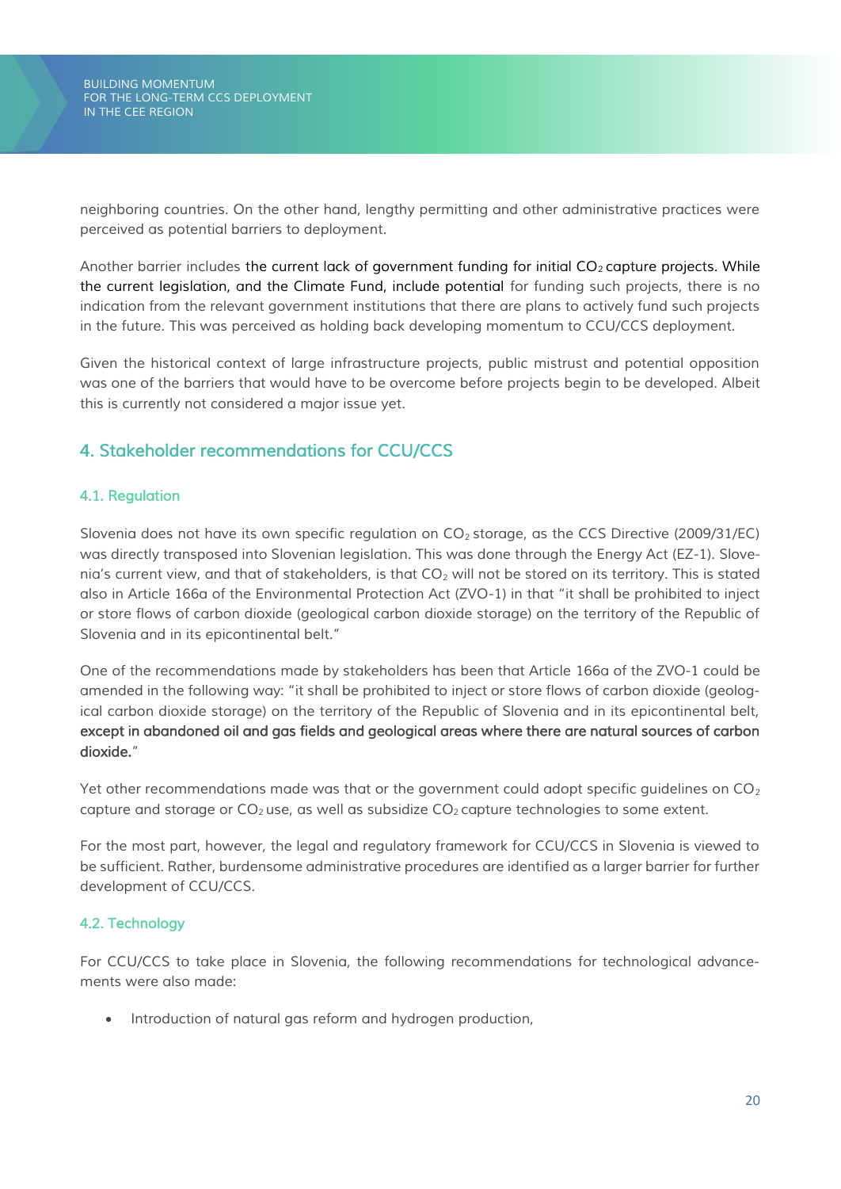neighboring countries. On the other hand, lengthy permitting and other administrative practices were perceived as potential barriers to deployment.

Another barrier includes the current lack of government funding for initial $CO_2$ capture projects. While the current legislation, and the Climate Fund, include potential for funding such projects, there is no indication from the relevant government institutions that there are plans to actively fund such projects in the future. This was perceived as holding back developing momentum to CCU/CCS deployment.

Given the historical context of large infrastructure projects, public mistrust and potential opposition was one of the barriers that would have to be overcome before projects begin to be developed. Albeit this is currently not considered a major issue yet.

## 4. Stakeholder recommendations for CCU/CCS

### 4.1. Regulation

Slovenia does not have its own specific regulation on $CO_2$ storage, as the CCS Directive (2009/31/EC) was directly transposed into Slovenian legislation. This was done through the Energy Act (EZ-1). Slovenia's current view, and that of stakeholders, is that $CO_2$ will not be stored on its territory. This is stated also in Article 166a of the Environmental Protection Act (ZVO-1) in that "it shall be prohibited to inject or store flows of carbon dioxide (geological carbon dioxide storage) on the territory of the Republic of Slovenia and in its epicontinental belt."

One of the recommendations made by stakeholders has been that Article 166a of the ZVO-1 could be amended in the following way: "it shall be prohibited to inject or store flows of carbon dioxide (geological carbon dioxide storage) on the territory of the Republic of Slovenia and in its epicontinental belt, **except in abandoned oil and gas fields and geological areas where there are natural sources of carbon dioxide.**"

Yet other recommendations made was that or the government could adopt specific guidelines on $CO_2$ capture and storage or $CO_2$ use, as well as subsidize $CO_2$ capture technologies to some extent.

For the most part, however, the legal and regulatory framework for CCU/CCS in Slovenia is viewed to be sufficient. Rather, burdensome administrative procedures are identified as a larger barrier for further development of CCU/CCS.

### 4.2. Technology

For CCU/CCS to take place in Slovenia, the following recommendations for technological advancements were also made:

- Introduction of natural gas reform and hydrogen production,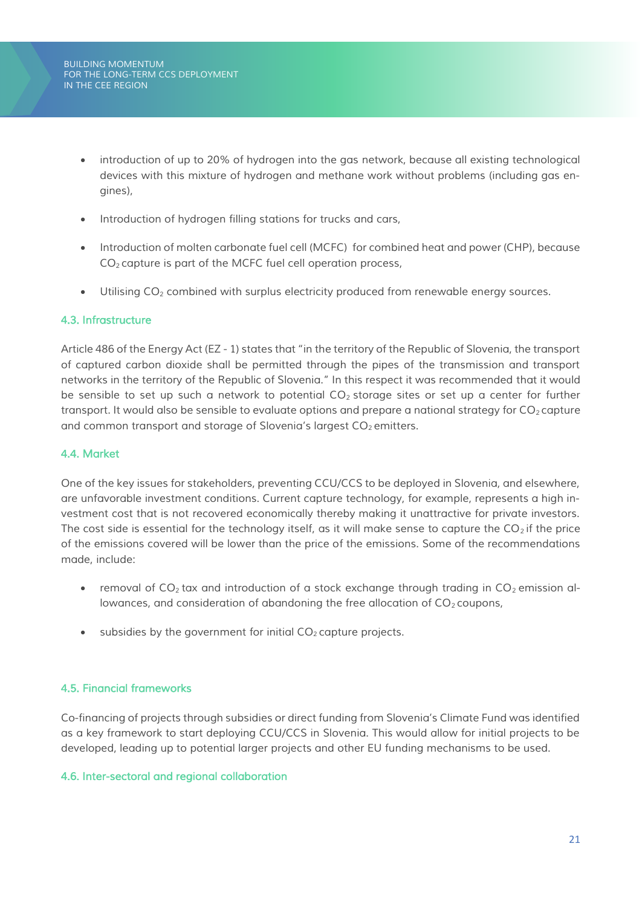- introduction of up to 20% of hydrogen into the gas network, because all existing technological devices with this mixture of hydrogen and methane work without problems (including gas engines),

- Introduction of hydrogen filling stations for trucks and cars,

- Introduction of molten carbonate fuel cell (MCFC) for combined heat and power (CHP), because $CO_2$ capture is part of the MCFC fuel cell operation process,

- Utilising $CO_2$ combined with surplus electricity produced from renewable energy sources.

### 4.3. Infrastructure

Article 486 of the Energy Act (EZ - 1) states that "in the territory of the Republic of Slovenia, the transport of captured carbon dioxide shall be permitted through the pipes of the transmission and transport networks in the territory of the Republic of Slovenia." In this respect it was recommended that it would be sensible to set up such a network to potential $CO_2$ storage sites or set up a center for further transport. It would also be sensible to evaluate options and prepare a national strategy for $CO_2$ capture and common transport and storage of Slovenia's largest $CO_2$ emitters.

### 4.4. Market

One of the key issues for stakeholders, preventing CCU/CCS to be deployed in Slovenia, and elsewhere, are unfavorable investment conditions. Current capture technology, for example, represents a high investment cost that is not recovered economically thereby making it unattractive for private investors. The cost side is essential for the technology itself, as it will make sense to capture the $CO_2$ if the price of the emissions covered will be lower than the price of the emissions. Some of the recommendations made, include:

- removal of $CO_2$ tax and introduction of a stock exchange through trading in $CO_2$ emission allowances, and consideration of abandoning the free allocation of $CO_2$ coupons,

- subsidies by the government for initial $CO_2$ capture projects.

### 4.5. Financial frameworks

Co-financing of projects through subsidies or direct funding from Slovenia's Climate Fund was identified as a key framework to start deploying CCU/CCS in Slovenia. This would allow for initial projects to be developed, leading up to potential larger projects and other EU funding mechanisms to be used.

### 4.6. Inter-sectoral and regional collaboration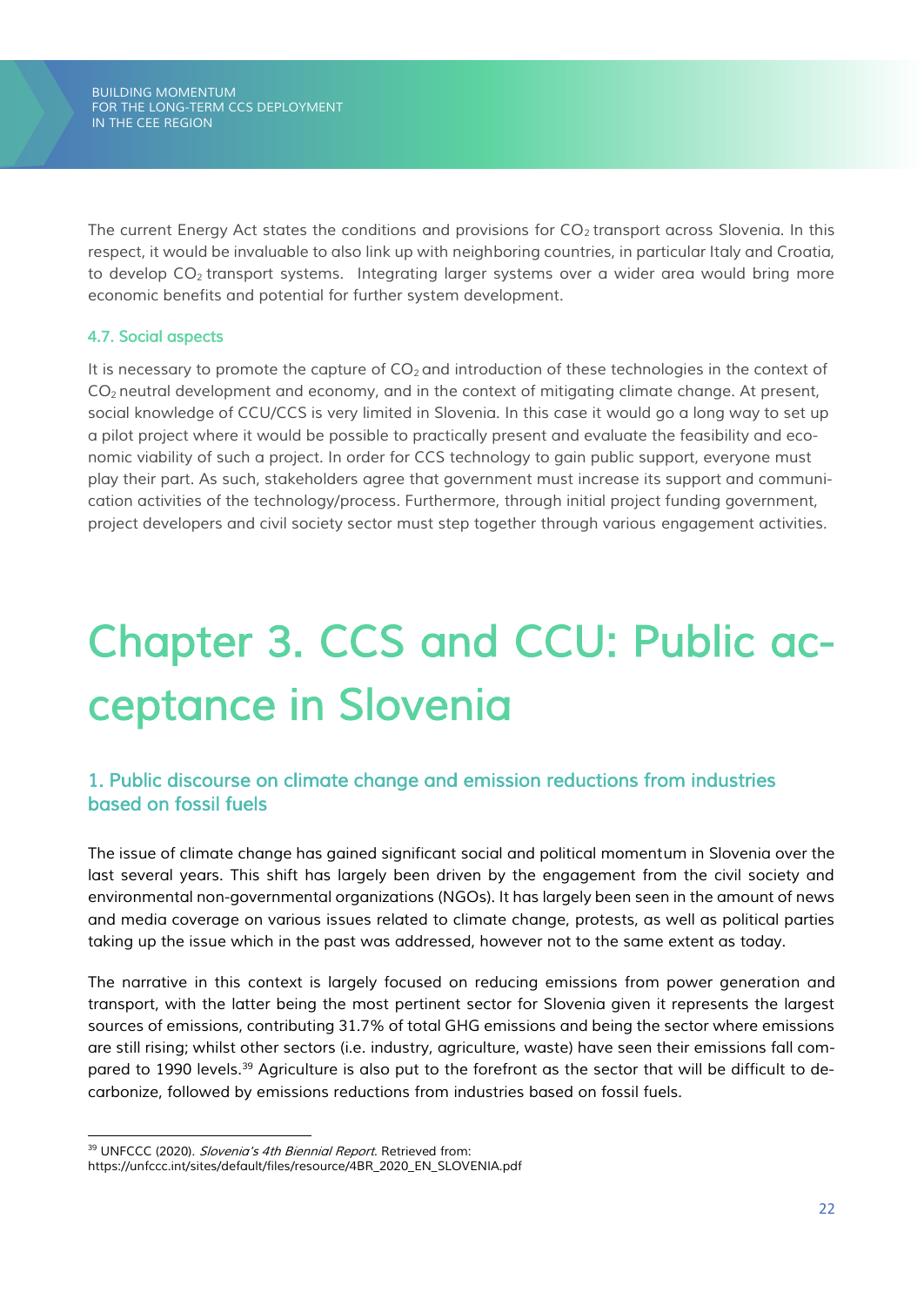The current Energy Act states the conditions and provisions for $CO_2$ transport across Slovenia. In this respect, it would be invaluable to also link up with neighboring countries, in particular Italy and Croatia, to develop $CO_2$ transport systems. Integrating larger systems over a wider area would bring more economic benefits and potential for further system development.

### 4.7. Social aspects

It is necessary to promote the capture of $CO_2$ and introduction of these technologies in the context of $CO_2$ neutral development and economy, and in the context of mitigating climate change. At present, social knowledge of CCU/CCS is very limited in Slovenia. In this case it would go a long way to set up a pilot project where it would be possible to practically present and evaluate the feasibility and economic viability of such a project. In order for CCS technology to gain public support, everyone must play their part. As such, stakeholders agree that government must increase its support and communication activities of the technology/process. Furthermore, through initial project funding government, project developers and civil society sector must step together through various engagement activities.

# Chapter 3. CCS and CCU: Public acceptance in Slovenia

## 1. Public discourse on climate change and emission reductions from industries based on fossil fuels

The issue of climate change has gained significant social and political momentum in Slovenia over the last several years. This shift has largely been driven by the engagement from the civil society and environmental non-governmental organizations (NGOs). It has largely been seen in the amount of news and media coverage on various issues related to climate change, protests, as well as political parties taking up the issue which in the past was addressed, however not to the same extent as today.

The narrative in this context is largely focused on reducing emissions from power generation and transport, with the latter being the most pertinent sector for Slovenia given it represents the largest sources of emissions, contributing 31.7% of total GHG emissions and being the sector where emissions are still rising; whilst other sectors (i.e. industry, agriculture, waste) have seen their emissions fall compared to 1990 levels.[39] Agriculture is also put to the forefront as the sector that will be difficult to decarbonize, followed by emissions reductions from industries based on fossil fuels.

---

[39] UNFCCC (2020). *Slovenia's 4th Biennial Report.* Retrieved from: https://unfccc.int/sites/default/files/resource/4BR_2020_EN_SLOVENIA.pdf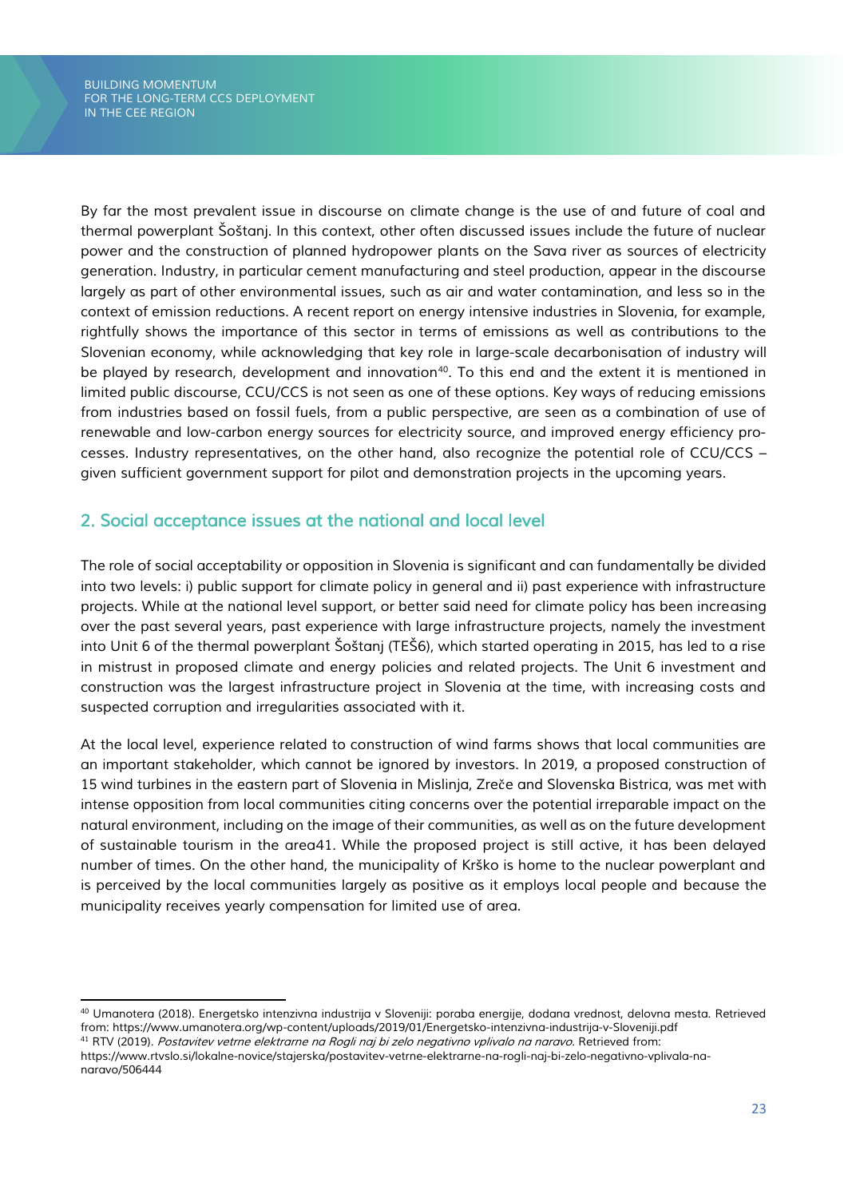By far the most prevalent issue in discourse on climate change is the use of and future of coal and thermal powerplant Šoštanj. In this context, other often discussed issues include the future of nuclear power and the construction of planned hydropower plants on the Sava river as sources of electricity generation. Industry, in particular cement manufacturing and steel production, appear in the discourse largely as part of other environmental issues, such as air and water contamination, and less so in the context of emission reductions. A recent report on energy intensive industries in Slovenia, for example, rightfully shows the importance of this sector in terms of emissions as well as contributions to the Slovenian economy, while acknowledging that key role in large-scale decarbonisation of industry will be played by research, development and innovation[40]. To this end and the extent it is mentioned in limited public discourse, CCU/CCS is not seen as one of these options. Key ways of reducing emissions from industries based on fossil fuels, from a public perspective, are seen as a combination of use of renewable and low-carbon energy sources for electricity source, and improved energy efficiency processes. Industry representatives, on the other hand, also recognize the potential role of CCU/CCS – given sufficient government support for pilot and demonstration projects in the upcoming years.

## 2. Social acceptance issues at the national and local level

The role of social acceptability or opposition in Slovenia is significant and can fundamentally be divided into two levels: i) public support for climate policy in general and ii) past experience with infrastructure projects. While at the national level support, or better said need for climate policy has been increasing over the past several years, past experience with large infrastructure projects, namely the investment into Unit 6 of the thermal powerplant Šoštanj (TEŠ6), which started operating in 2015, has led to a rise in mistrust in proposed climate and energy policies and related projects. The Unit 6 investment and construction was the largest infrastructure project in Slovenia at the time, with increasing costs and suspected corruption and irregularities associated with it.

At the local level, experience related to construction of wind farms shows that local communities are an important stakeholder, which cannot be ignored by investors. In 2019, a proposed construction of 15 wind turbines in the eastern part of Slovenia in Mislinja, Zreče and Slovenska Bistrica, was met with intense opposition from local communities citing concerns over the potential irreparable impact on the natural environment, including on the image of their communities, as well as on the future development of sustainable tourism in the area41. While the proposed project is still active, it has been delayed number of times. On the other hand, the municipality of Krško is home to the nuclear powerplant and is perceived by the local communities largely as positive as it employs local people and because the municipality receives yearly compensation for limited use of area.

---

[40] Umanotera (2018). Energetsko intenzivna industrija v Sloveniji: poraba energije, dodana vrednost, delovna mesta. Retrieved from: https://www.umanotera.org/wp-content/uploads/2019/01/Energetsko-intenzivna-industrija-v-Sloveniji.pdf

[41] RTV (2019). *Postavitev vetrne elektrarne na Rogli naj bi zelo negativno vplivalo na naravo*. Retrieved from: https://www.rtvslo.si/lokalne-novice/stajerska/postavitev-vetrne-elektrarne-na-rogli-naj-bi-zelo-negativno-vplivala-na-naravo/506444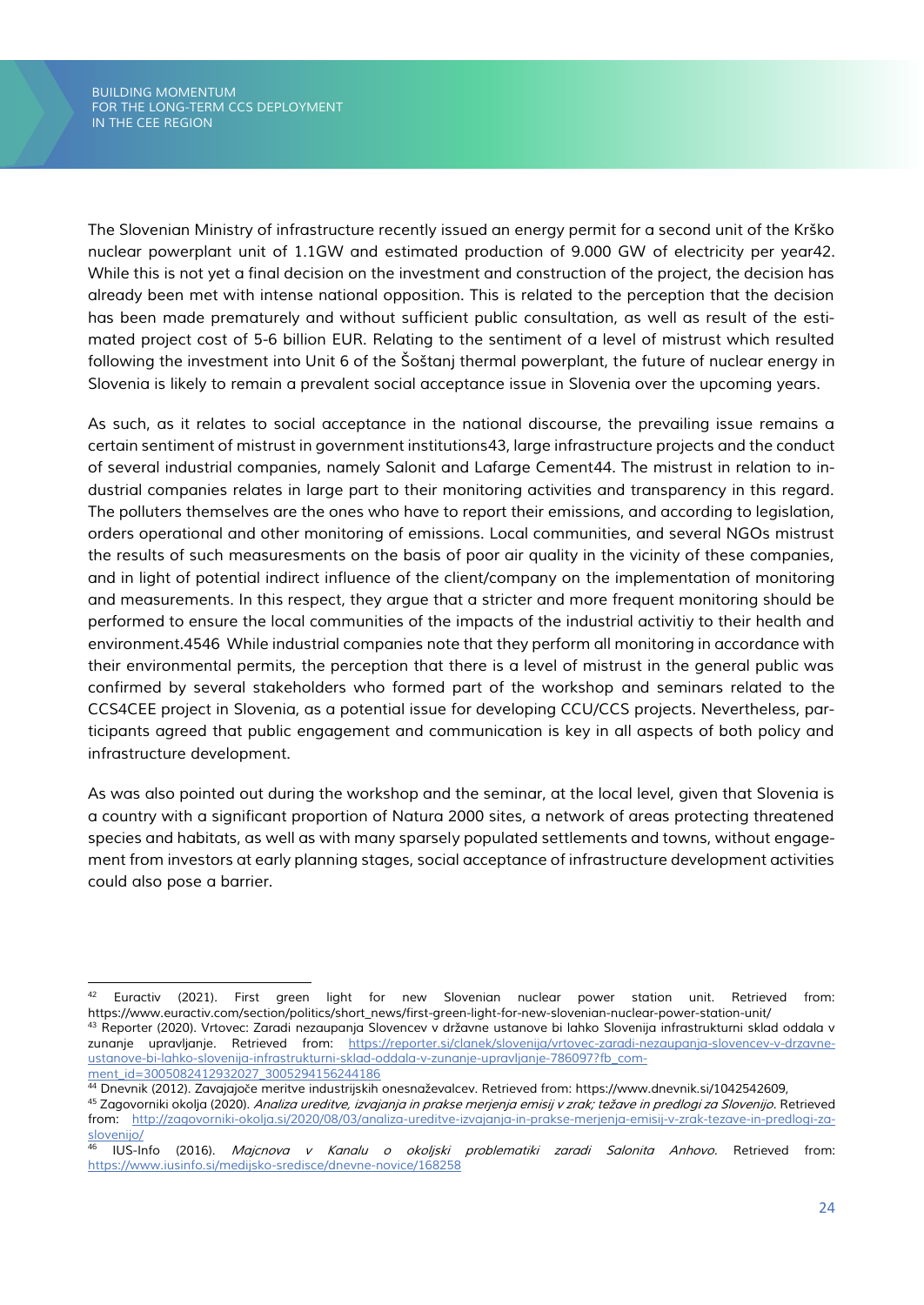The Slovenian Ministry of infrastructure recently issued an energy permit for a second unit of the Krško nuclear powerplant unit of 1.1GW and estimated production of 9.000 GW of electricity per year[42]. While this is not yet a final decision on the investment and construction of the project, the decision has already been met with intense national opposition. This is related to the perception that the decision has been made prematurely and without sufficient public consultation, as well as result of the estimated project cost of 5-6 billion EUR. Relating to the sentiment of a level of mistrust which resulted following the investment into Unit 6 of the Šoštanj thermal powerplant, the future of nuclear energy in Slovenia is likely to remain a prevalent social acceptance issue in Slovenia over the upcoming years.

As such, as it relates to social acceptance in the national discourse, the prevailing issue remains a certain sentiment of mistrust in government institutions[43], large infrastructure projects and the conduct of several industrial companies, namely Salonit and Lafarge Cement[44]. The mistrust in relation to industrial companies relates in large part to their monitoring activities and transparency in this regard. The polluters themselves are the ones who have to report their emissions, and according to legislation, orders operational and other monitoring of emissions. Local communities, and several NGOs mistrust the results of such measuresments on the basis of poor air quality in the vicinity of these companies, and in light of potential indirect influence of the client/company on the implementation of monitoring and measurements. In this respect, they argue that a stricter and more frequent monitoring should be performed to ensure the local communities of the impacts of the industrial activitiy to their health and environment.[45][46] While industrial companies note that they perform all monitoring in accordance with their environmental permits, the perception that there is a level of mistrust in the general public was confirmed by several stakeholders who formed part of the workshop and seminars related to the CCS4CEE project in Slovenia, as a potential issue for developing CCU/CCS projects. Nevertheless, participants agreed that public engagement and communication is key in all aspects of both policy and infrastructure development.

As was also pointed out during the workshop and the seminar, at the local level, given that Slovenia is a country with a significant proportion of Natura 2000 sites, a network of areas protecting threatened species and habitats, as well as with many sparsely populated settlements and towns, without engagement from investors at early planning stages, social acceptance of infrastructure development activities could also pose a barrier.

---

[42] Euractiv (2021). First green light for new Slovenian nuclear power station unit. Retrieved from: https://www.euractiv.com/section/politics/short_news/first-green-light-for-new-slovenian-nuclear-power-station-unit/

[43] Reporter (2020). Vrtovec: Zaradi nezaupanja Slovencev v državne ustanove bi lahko Slovenija infrastrukturni sklad oddala v zunanje upravljanje. Retrieved from: https://reporter.si/clanek/slovenija/vrtovec-zaradi-nezaupanja-slovencev-v-drzavne-ustanove-bi-lahko-slovenija-infrastrukturni-sklad-oddala-v-zunanje-upravljanje-786097?fb_comment_id=3005082412932027_3005294156244186

[44] Dnevnik (2012). Zavajajoče meritve industrijskih onesnaževalcev. Retrieved from: https://www.dnevnik.si/1042542609,

[45] Zagovorniki okolja (2020). *Analiza ureditve, izvajanja in prakse merjenja emisij v zrak; težave in predlogi za Slovenijo.* Retrieved from: http://zagovorniki-okolja.si/2020/08/03/analiza-ureditve-izvajanja-in-prakse-merjenja-emisij-v-zrak-tezave-in-predlogi-za-slovenijo/

[46] IUS-Info (2016). *Majcnova v Kanalu o okoljski problematiki zaradi Salonita Anhovo.* Retrieved from: https://www.iusinfo.si/medijsko-sredisce/dnevne-novice/168258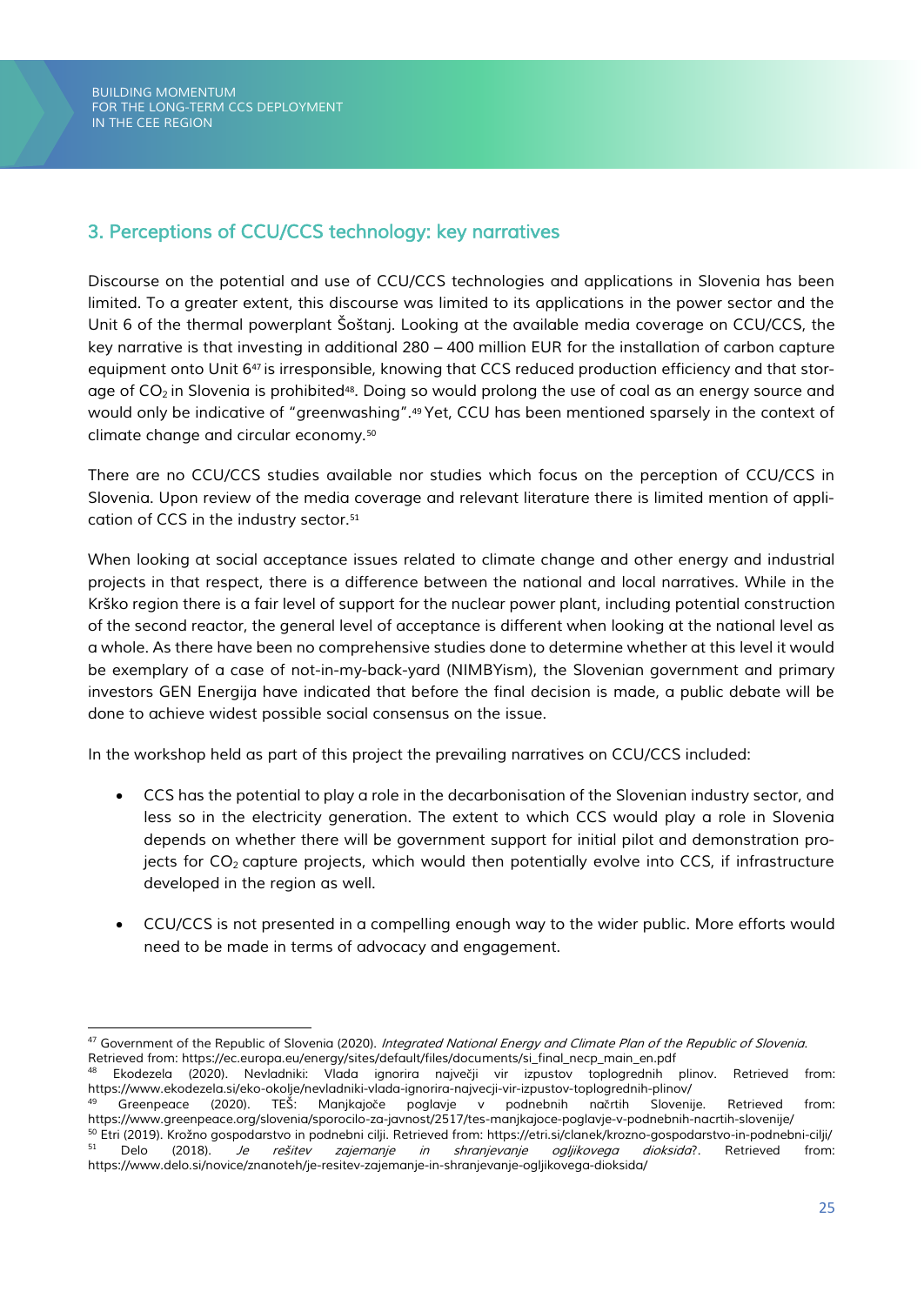## 3. Perceptions of CCU/CCS technology: key narratives

Discourse on the potential and use of CCU/CCS technologies and applications in Slovenia has been limited. To a greater extent, this discourse was limited to its applications in the power sector and the Unit 6 of the thermal powerplant Šoštanj. Looking at the available media coverage on CCU/CCS, the key narrative is that investing in additional 280 – 400 million EUR for the installation of carbon capture equipment onto Unit 6[47] is irresponsible, knowing that CCS reduced production efficiency and that storage of $CO_2$ in Slovenia is prohibited[48]. Doing so would prolong the use of coal as an energy source and would only be indicative of "greenwashing".[49] Yet, CCU has been mentioned sparsely in the context of climate change and circular economy.[50]

There are no CCU/CCS studies available nor studies which focus on the perception of CCU/CCS in Slovenia. Upon review of the media coverage and relevant literature there is limited mention of application of CCS in the industry sector.[51]

When looking at social acceptance issues related to climate change and other energy and industrial projects in that respect, there is a difference between the national and local narratives. While in the Krško region there is a fair level of support for the nuclear power plant, including potential construction of the second reactor, the general level of acceptance is different when looking at the national level as a whole. As there have been no comprehensive studies done to determine whether at this level it would be exemplary of a case of not-in-my-back-yard (NIMBYism), the Slovenian government and primary investors GEN Energija have indicated that before the final decision is made, a public debate will be done to achieve widest possible social consensus on the issue.

In the workshop held as part of this project the prevailing narratives on CCU/CCS included:

- CCS has the potential to play a role in the decarbonisation of the Slovenian industry sector, and less so in the electricity generation. The extent to which CCS would play a role in Slovenia depends on whether there will be government support for initial pilot and demonstration projects for $CO_2$ capture projects, which would then potentially evolve into CCS, if infrastructure developed in the region as well.
- CCU/CCS is not presented in a compelling enough way to the wider public. More efforts would need to be made in terms of advocacy and engagement.

---

[47] Government of the Republic of Slovenia (2020). *Integrated National Energy and Climate Plan of the Republic of Slovenia.* Retrieved from: https://ec.europa.eu/energy/sites/default/files/documents/si_final_necp_main_en.pdf

[48] Ekodezela (2020). Nevladniki: Vlada ignorira največji vir izpustov toplogrednih plinov. Retrieved from: https://www.ekodezela.si/eko-okolje/nevladniki-vlada-ignorira-najvecji-vir-izpustov-toplogrednih-plinov/

[49] Greenpeace (2020). TEŠ: Manjkajoče poglavje v podnebnih načrtih Slovenije. Retrieved from: https://www.greenpeace.org/slovenia/sporocilo-za-javnost/2517/tes-manjkajoce-poglavje-v-podnebnih-nacrtih-slovenije/

[50] Etri (2019). Krožno gospodarstvo in podnebni cilji. Retrieved from: https://etri.si/clanek/krozno-gospodarstvo-in-podnebni-cilji/

[51] Delo (2018). *Je rešitev zajemanje in shranjevanje ogljikovega dioksida?*. Retrieved from: https://www.delo.si/novice/znanoteh/je-resitev-zajemanje-in-shranjevanje-ogljikovega-dioksida/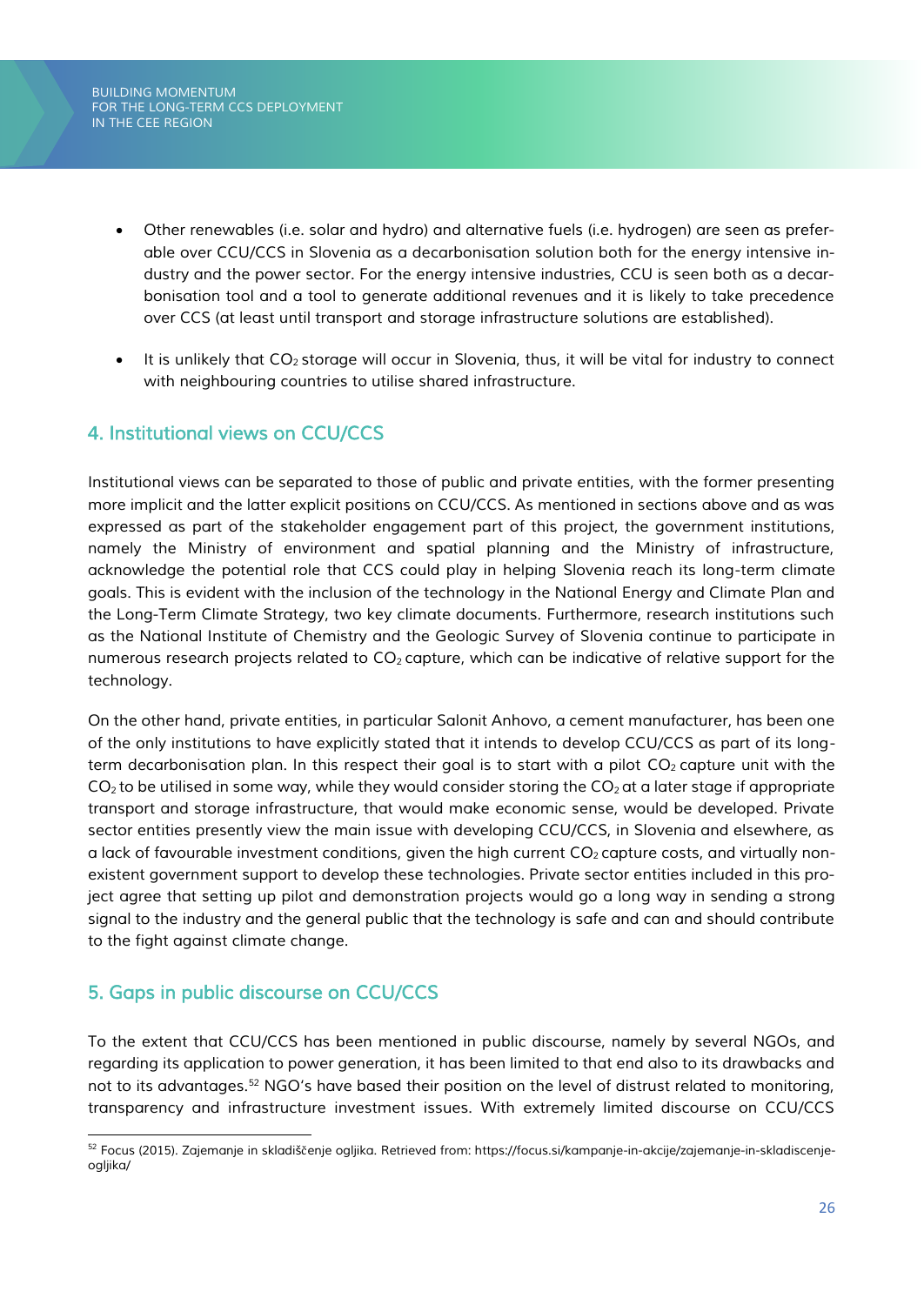- Other renewables (i.e. solar and hydro) and alternative fuels (i.e. hydrogen) are seen as preferable over CCU/CCS in Slovenia as a decarbonisation solution both for the energy intensive industry and the power sector. For the energy intensive industries, CCU is seen both as a decarbonisation tool and a tool to generate additional revenues and it is likely to take precedence over CCS (at least until transport and storage infrastructure solutions are established).

- It is unlikely that $CO_2$ storage will occur in Slovenia, thus, it will be vital for industry to connect with neighbouring countries to utilise shared infrastructure.

## 4. Institutional views on CCU/CCS

Institutional views can be separated to those of public and private entities, with the former presenting more implicit and the latter explicit positions on CCU/CCS. As mentioned in sections above and as was expressed as part of the stakeholder engagement part of this project, the government institutions, namely the Ministry of environment and spatial planning and the Ministry of infrastructure, acknowledge the potential role that CCS could play in helping Slovenia reach its long-term climate goals. This is evident with the inclusion of the technology in the National Energy and Climate Plan and the Long-Term Climate Strategy, two key climate documents. Furthermore, research institutions such as the National Institute of Chemistry and the Geologic Survey of Slovenia continue to participate in numerous research projects related to $CO_2$ capture, which can be indicative of relative support for the technology.

On the other hand, private entities, in particular Salonit Anhovo, a cement manufacturer, has been one of the only institutions to have explicitly stated that it intends to develop CCU/CCS as part of its long-term decarbonisation plan. In this respect their goal is to start with a pilot $CO_2$ capture unit with the $CO_2$ to be utilised in some way, while they would consider storing the $CO_2$ at a later stage if appropriate transport and storage infrastructure, that would make economic sense, would be developed. Private sector entities presently view the main issue with developing CCU/CCS, in Slovenia and elsewhere, as a lack of favourable investment conditions, given the high current $CO_2$ capture costs, and virtually non-existent government support to develop these technologies. Private sector entities included in this project agree that setting up pilot and demonstration projects would go a long way in sending a strong signal to the industry and the general public that the technology is safe and can and should contribute to the fight against climate change.

## 5. Gaps in public discourse on CCU/CCS

To the extent that CCU/CCS has been mentioned in public discourse, namely by several NGOs, and regarding its application to power generation, it has been limited to that end also to its drawbacks and not to its advantages.[52] NGO's have based their position on the level of distrust related to monitoring, transparency and infrastructure investment issues. With extremely limited discourse on CCU/CCS

[52] Focus (2015). Zajemanje in skladiščenje ogljika. Retrieved from: https://focus.si/kampanje-in-akcije/zajemanje-in-skladiscenje-ogljika/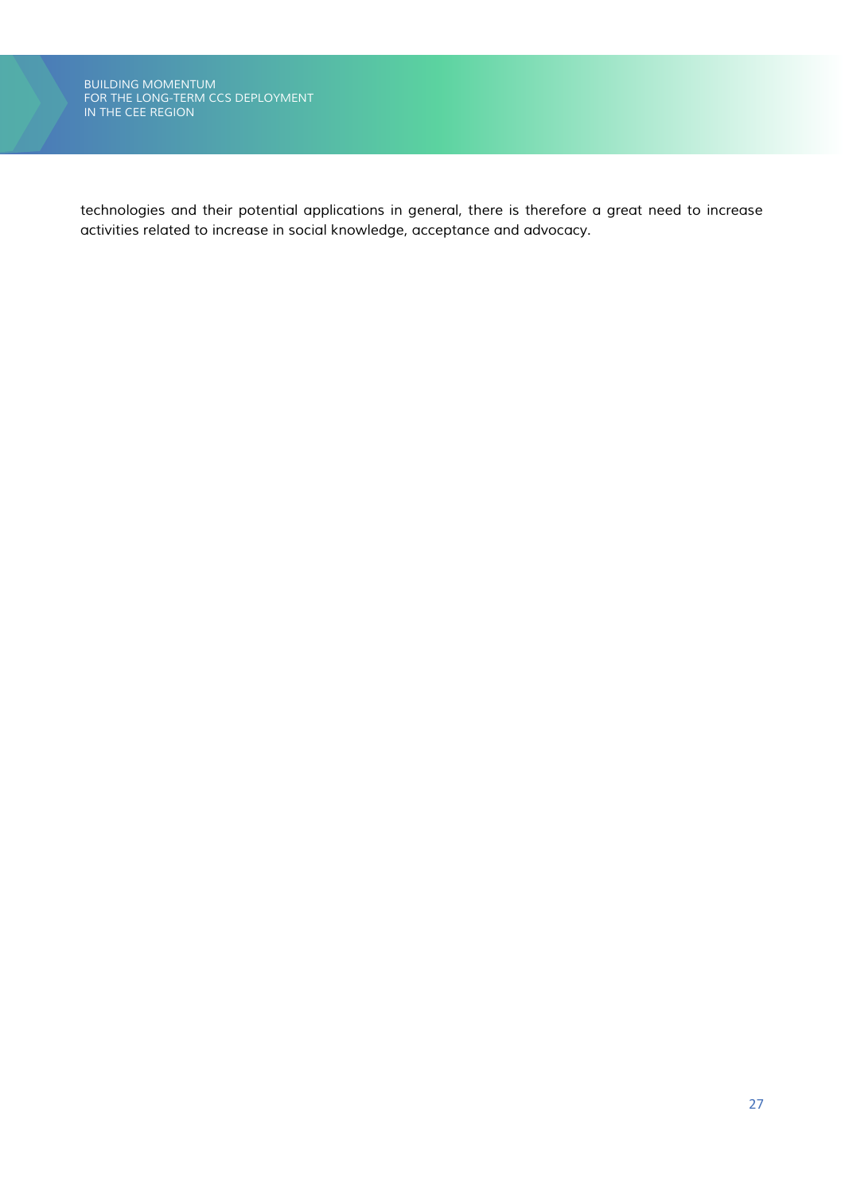technologies and their potential applications in general, there is therefore a great need to increase activities related to increase in social knowledge, acceptance and advocacy.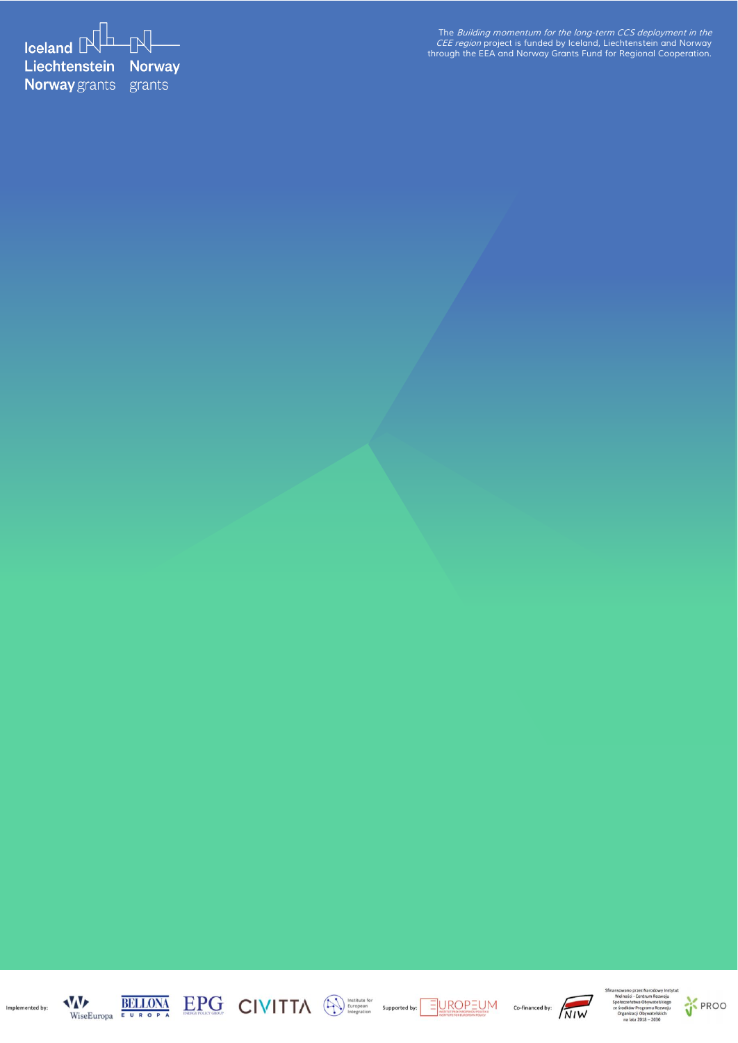Iceland Liechtenstein Norway grants

Norway grants

The *Building momentum for the long-term CCS deployment in the CEE region* project is funded by Iceland, Liechtenstein and Norway through the EEA and Norway Grants Fund for Regional Cooperation.

Implemented by: WiseEuropa, BELLONA EUROPA, EPG ENERGY POLICY GROUP, CIVITTA, Institute for European Integration

Supported by: EUROPEUM INSTITUT PRO EVROPSKOU POLITIKU / INSTITUTE FOR EUROPEAN POLICY

Co-financed by: NIW

Sfinansowano przez Narodowy Instytut Wolności - Centrum Rozwoju Społeczeństwa Obywatelskiego ze środków Programu Rozwoju Organizacji Obywatelskich na lata 2018 – 2030

PROO